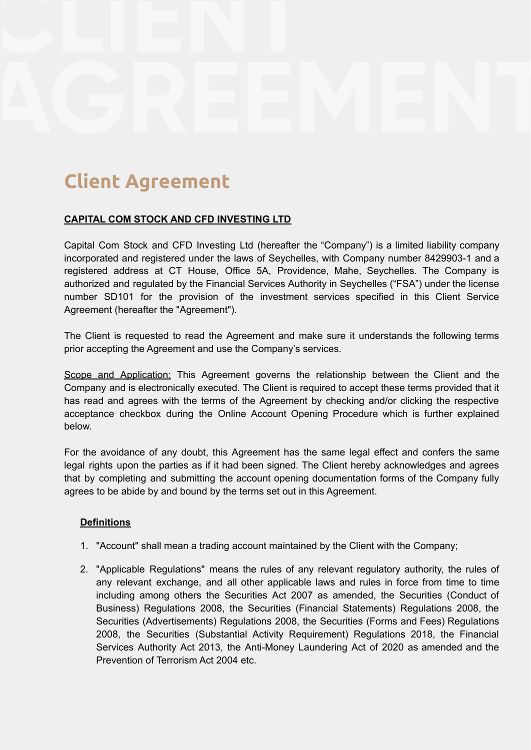# Client Agreement

**CAPITAL COM STOCK AND CFD INVESTING LTD**

Capital Com Stock and CFD Investing Ltd (hereafter the "Company") is a limited liability company incorporated and registered under the laws of Seychelles, with Company number 8429903-1 and a registered address at CT House, Office 5A, Providence, Mahe, Seychelles. The Company is authorized and regulated by the Financial Services Authority in Seychelles ("FSA") under the license number SD101 for the provision of the investment services specified in this Client Service Agreement (hereafter the "Agreement").

The Client is requested to read the Agreement and make sure it understands the following terms prior accepting the Agreement and use the Company's services.

Scope and Application: This Agreement governs the relationship between the Client and the Company and is electronically executed. The Client is required to accept these terms provided that it has read and agrees with the terms of the Agreement by checking and/or clicking the respective acceptance checkbox during the Online Account Opening Procedure which is further explained below.

For the avoidance of any doubt, this Agreement has the same legal effect and confers the same legal rights upon the parties as if it had been signed. The Client hereby acknowledges and agrees that by completing and submitting the account opening documentation forms of the Company fully agrees to be abide by and bound by the terms set out in this Agreement.

**Definitions**

1. "Account" shall mean a trading account maintained by the Client with the Company;

2. "Applicable Regulations" means the rules of any relevant regulatory authority, the rules of any relevant exchange, and all other applicable laws and rules in force from time to time including among others the Securities Act 2007 as amended, the Securities (Conduct of Business) Regulations 2008, the Securities (Financial Statements) Regulations 2008, the Securities (Advertisements) Regulations 2008, the Securities (Forms and Fees) Regulations 2008, the Securities (Substantial Activity Requirement) Regulations 2018, the Financial Services Authority Act 2013, the Anti-Money Laundering Act of 2020 as amended and the Prevention of Terrorism Act 2004 etc.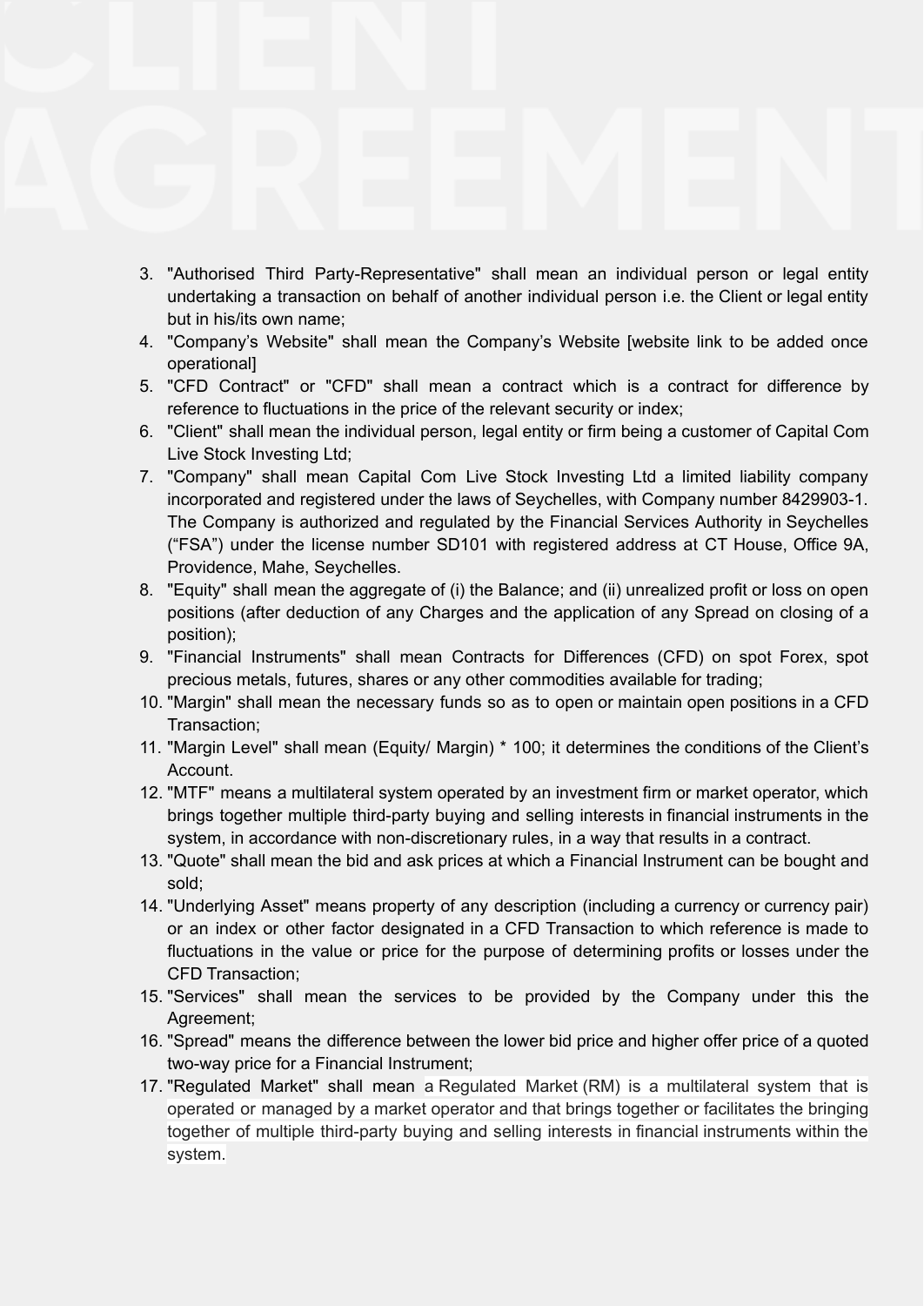3. "Authorised Third Party-Representative" shall mean an individual person or legal entity undertaking a transaction on behalf of another individual person i.e. the Client or legal entity but in his/its own name;
4. "Company's Website" shall mean the Company's Website [website link to be added once operational]
5. "CFD Contract" or "CFD" shall mean a contract which is a contract for difference by reference to fluctuations in the price of the relevant security or index;
6. "Client" shall mean the individual person, legal entity or firm being a customer of Capital Com Live Stock Investing Ltd;
7. "Company" shall mean Capital Com Live Stock Investing Ltd a limited liability company incorporated and registered under the laws of Seychelles, with Company number 8429903-1. The Company is authorized and regulated by the Financial Services Authority in Seychelles ("FSA") under the license number SD101 with registered address at CT House, Office 9A, Providence, Mahe, Seychelles.
8. "Equity" shall mean the aggregate of (i) the Balance; and (ii) unrealized profit or loss on open positions (after deduction of any Charges and the application of any Spread on closing of a position);
9. "Financial Instruments" shall mean Contracts for Differences (CFD) on spot Forex, spot precious metals, futures, shares or any other commodities available for trading;
10. "Margin" shall mean the necessary funds so as to open or maintain open positions in a CFD Transaction;
11. "Margin Level" shall mean (Equity/ Margin) * 100; it determines the conditions of the Client's Account.
12. "MTF" means a multilateral system operated by an investment firm or market operator, which brings together multiple third-party buying and selling interests in financial instruments in the system, in accordance with non-discretionary rules, in a way that results in a contract.
13. "Quote" shall mean the bid and ask prices at which a Financial Instrument can be bought and sold;
14. "Underlying Asset" means property of any description (including a currency or currency pair) or an index or other factor designated in a CFD Transaction to which reference is made to fluctuations in the value or price for the purpose of determining profits or losses under the CFD Transaction;
15. "Services" shall mean the services to be provided by the Company under this the Agreement;
16. "Spread" means the difference between the lower bid price and higher offer price of a quoted two-way price for a Financial Instrument;
17. "Regulated Market" shall mean a Regulated Market (RM) is a multilateral system that is operated or managed by a market operator and that brings together or facilitates the bringing together of multiple third-party buying and selling interests in financial instruments within the system.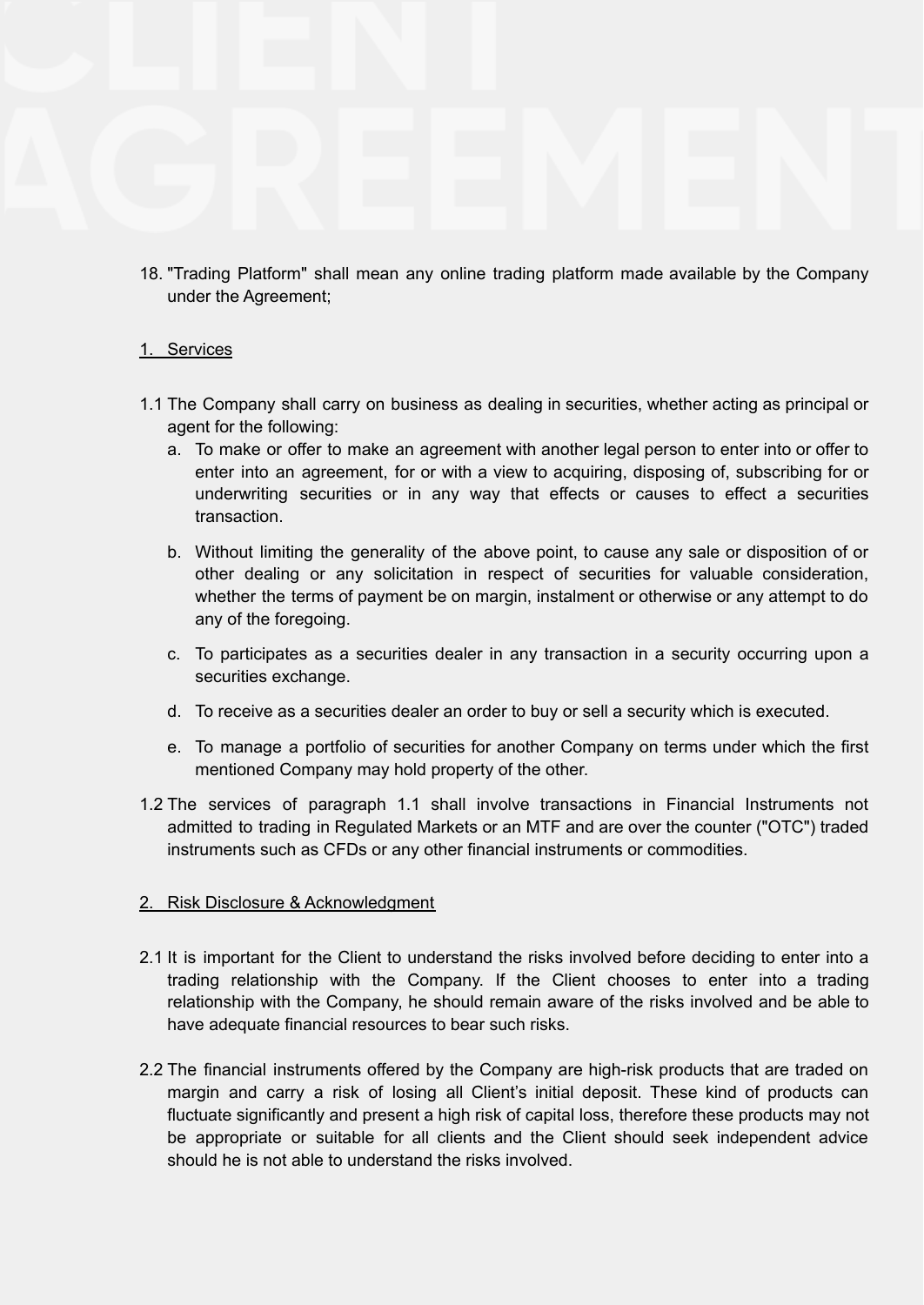18. "Trading Platform" shall mean any online trading platform made available by the Company under the Agreement;

## 1. Services

1.1 The Company shall carry on business as dealing in securities, whether acting as principal or agent for the following:

a. To make or offer to make an agreement with another legal person to enter into or offer to enter into an agreement, for or with a view to acquiring, disposing of, subscribing for or underwriting securities or in any way that effects or causes to effect a securities transaction.

b. Without limiting the generality of the above point, to cause any sale or disposition of or other dealing or any solicitation in respect of securities for valuable consideration, whether the terms of payment be on margin, instalment or otherwise or any attempt to do any of the foregoing.

c. To participates as a securities dealer in any transaction in a security occurring upon a securities exchange.

d. To receive as a securities dealer an order to buy or sell a security which is executed.

e. To manage a portfolio of securities for another Company on terms under which the first mentioned Company may hold property of the other.

1.2 The services of paragraph 1.1 shall involve transactions in Financial Instruments not admitted to trading in Regulated Markets or an MTF and are over the counter ("OTC") traded instruments such as CFDs or any other financial instruments or commodities.

## 2. Risk Disclosure & Acknowledgment

2.1 It is important for the Client to understand the risks involved before deciding to enter into a trading relationship with the Company. If the Client chooses to enter into a trading relationship with the Company, he should remain aware of the risks involved and be able to have adequate financial resources to bear such risks.

2.2 The financial instruments offered by the Company are high-risk products that are traded on margin and carry a risk of losing all Client's initial deposit. These kind of products can fluctuate significantly and present a high risk of capital loss, therefore these products may not be appropriate or suitable for all clients and the Client should seek independent advice should he is not able to understand the risks involved.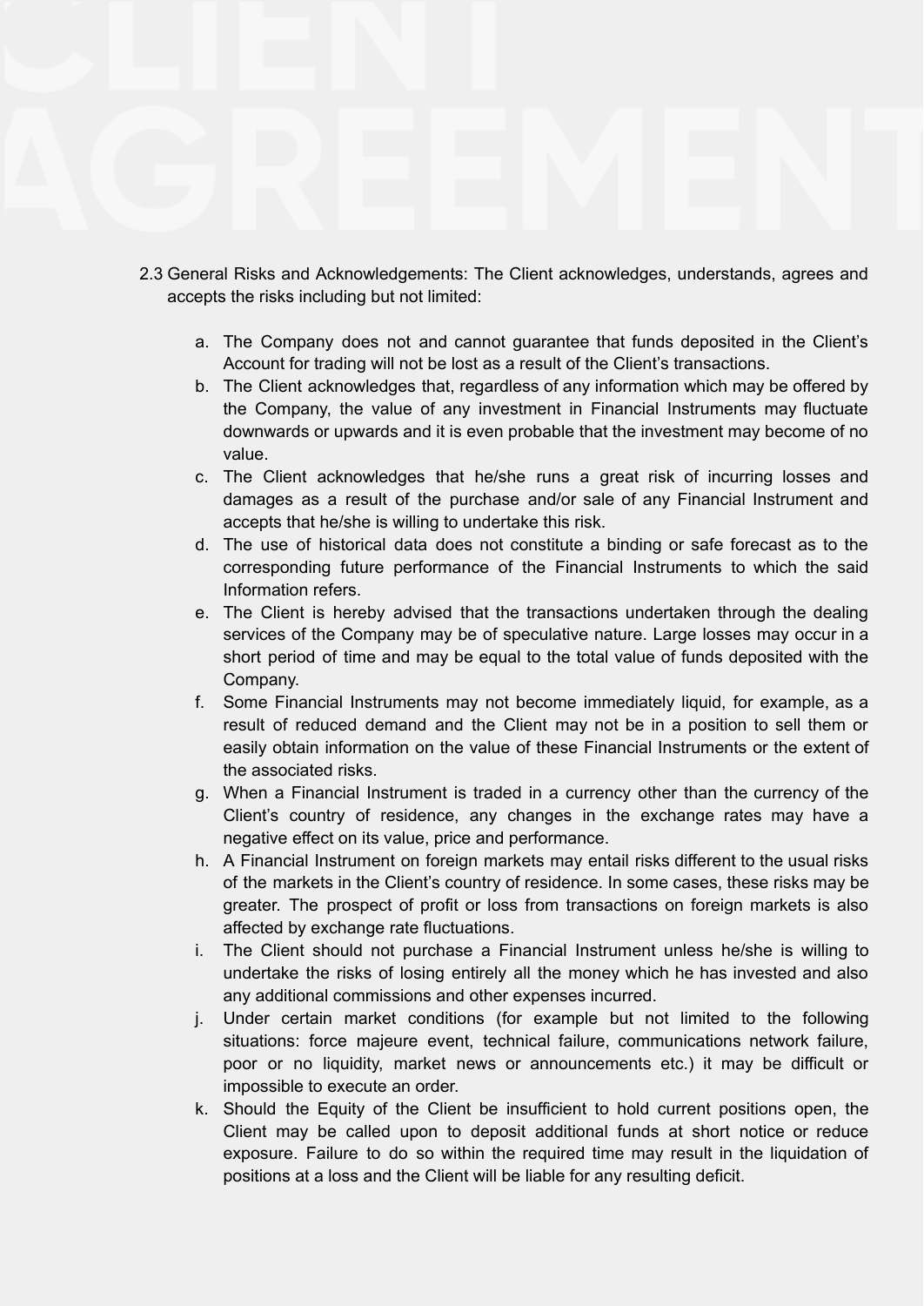2.3 General Risks and Acknowledgements: The Client acknowledges, understands, agrees and accepts the risks including but not limited:

a. The Company does not and cannot guarantee that funds deposited in the Client's Account for trading will not be lost as a result of the Client's transactions.
b. The Client acknowledges that, regardless of any information which may be offered by the Company, the value of any investment in Financial Instruments may fluctuate downwards or upwards and it is even probable that the investment may become of no value.
c. The Client acknowledges that he/she runs a great risk of incurring losses and damages as a result of the purchase and/or sale of any Financial Instrument and accepts that he/she is willing to undertake this risk.
d. The use of historical data does not constitute a binding or safe forecast as to the corresponding future performance of the Financial Instruments to which the said Information refers.
e. The Client is hereby advised that the transactions undertaken through the dealing services of the Company may be of speculative nature. Large losses may occur in a short period of time and may be equal to the total value of funds deposited with the Company.
f. Some Financial Instruments may not become immediately liquid, for example, as a result of reduced demand and the Client may not be in a position to sell them or easily obtain information on the value of these Financial Instruments or the extent of the associated risks.
g. When a Financial Instrument is traded in a currency other than the currency of the Client's country of residence, any changes in the exchange rates may have a negative effect on its value, price and performance.
h. A Financial Instrument on foreign markets may entail risks different to the usual risks of the markets in the Client's country of residence. In some cases, these risks may be greater. The prospect of profit or loss from transactions on foreign markets is also affected by exchange rate fluctuations.
i. The Client should not purchase a Financial Instrument unless he/she is willing to undertake the risks of losing entirely all the money which he has invested and also any additional commissions and other expenses incurred.
j. Under certain market conditions (for example but not limited to the following situations: force majeure event, technical failure, communications network failure, poor or no liquidity, market news or announcements etc.) it may be difficult or impossible to execute an order.
k. Should the Equity of the Client be insufficient to hold current positions open, the Client may be called upon to deposit additional funds at short notice or reduce exposure. Failure to do so within the required time may result in the liquidation of positions at a loss and the Client will be liable for any resulting deficit.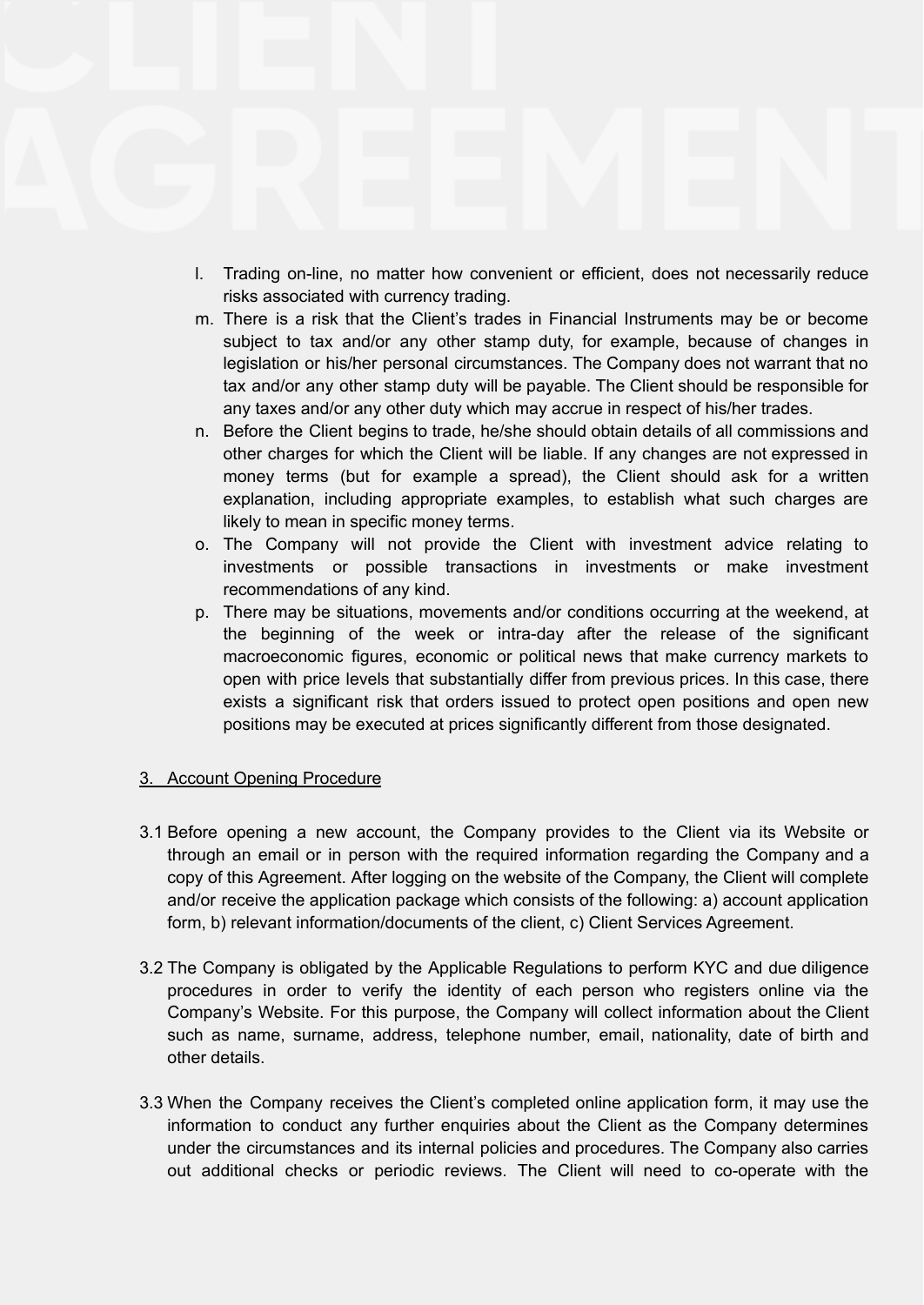l. Trading on-line, no matter how convenient or efficient, does not necessarily reduce risks associated with currency trading.
m. There is a risk that the Client's trades in Financial Instruments may be or become subject to tax and/or any other stamp duty, for example, because of changes in legislation or his/her personal circumstances. The Company does not warrant that no tax and/or any other stamp duty will be payable. The Client should be responsible for any taxes and/or any other duty which may accrue in respect of his/her trades.
n. Before the Client begins to trade, he/she should obtain details of all commissions and other charges for which the Client will be liable. If any changes are not expressed in money terms (but for example a spread), the Client should ask for a written explanation, including appropriate examples, to establish what such charges are likely to mean in specific money terms.
o. The Company will not provide the Client with investment advice relating to investments or possible transactions in investments or make investment recommendations of any kind.
p. There may be situations, movements and/or conditions occurring at the weekend, at the beginning of the week or intra-day after the release of the significant macroeconomic figures, economic or political news that make currency markets to open with price levels that substantially differ from previous prices. In this case, there exists a significant risk that orders issued to protect open positions and open new positions may be executed at prices significantly different from those designated.

## 3. Account Opening Procedure

3.1 Before opening a new account, the Company provides to the Client via its Website or through an email or in person with the required information regarding the Company and a copy of this Agreement. After logging on the website of the Company, the Client will complete and/or receive the application package which consists of the following: a) account application form, b) relevant information/documents of the client, c) Client Services Agreement.

3.2 The Company is obligated by the Applicable Regulations to perform KYC and due diligence procedures in order to verify the identity of each person who registers online via the Company's Website. For this purpose, the Company will collect information about the Client such as name, surname, address, telephone number, email, nationality, date of birth and other details.

3.3 When the Company receives the Client's completed online application form, it may use the information to conduct any further enquiries about the Client as the Company determines under the circumstances and its internal policies and procedures. The Company also carries out additional checks or periodic reviews. The Client will need to co-operate with the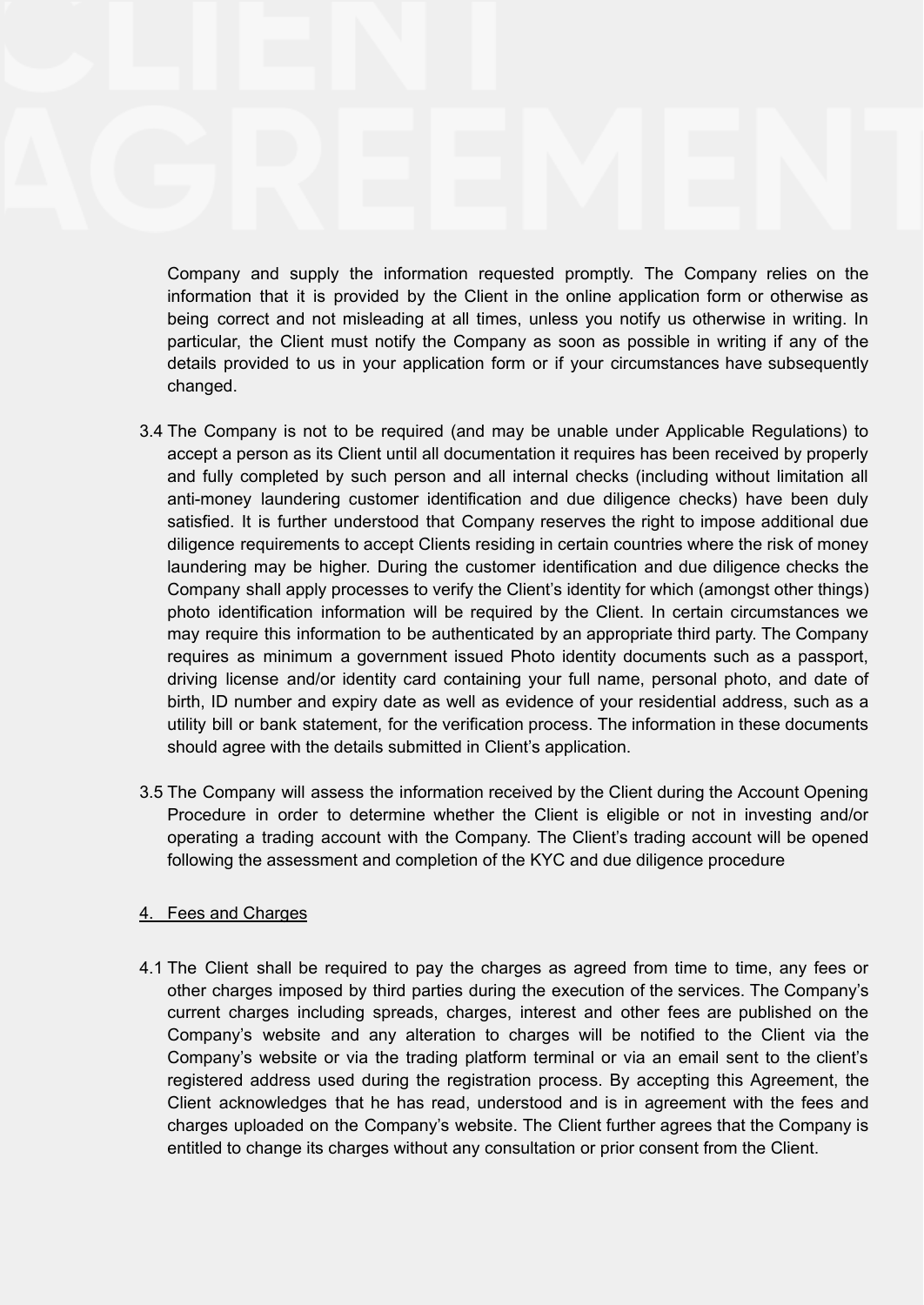Company and supply the information requested promptly. The Company relies on the information that it is provided by the Client in the online application form or otherwise as being correct and not misleading at all times, unless you notify us otherwise in writing. In particular, the Client must notify the Company as soon as possible in writing if any of the details provided to us in your application form or if your circumstances have subsequently changed.

3.4 The Company is not to be required (and may be unable under Applicable Regulations) to accept a person as its Client until all documentation it requires has been received by properly and fully completed by such person and all internal checks (including without limitation all anti-money laundering customer identification and due diligence checks) have been duly satisfied. It is further understood that Company reserves the right to impose additional due diligence requirements to accept Clients residing in certain countries where the risk of money laundering may be higher. During the customer identification and due diligence checks the Company shall apply processes to verify the Client's identity for which (amongst other things) photo identification information will be required by the Client. In certain circumstances we may require this information to be authenticated by an appropriate third party. The Company requires as minimum a government issued Photo identity documents such as a passport, driving license and/or identity card containing your full name, personal photo, and date of birth, ID number and expiry date as well as evidence of your residential address, such as a utility bill or bank statement, for the verification process. The information in these documents should agree with the details submitted in Client's application.

3.5 The Company will assess the information received by the Client during the Account Opening Procedure in order to determine whether the Client is eligible or not in investing and/or operating a trading account with the Company. The Client's trading account will be opened following the assessment and completion of the KYC and due diligence procedure

## 4. Fees and Charges

4.1 The Client shall be required to pay the charges as agreed from time to time, any fees or other charges imposed by third parties during the execution of the services. The Company's current charges including spreads, charges, interest and other fees are published on the Company's website and any alteration to charges will be notified to the Client via the Company's website or via the trading platform terminal or via an email sent to the client's registered address used during the registration process. By accepting this Agreement, the Client acknowledges that he has read, understood and is in agreement with the fees and charges uploaded on the Company's website. The Client further agrees that the Company is entitled to change its charges without any consultation or prior consent from the Client.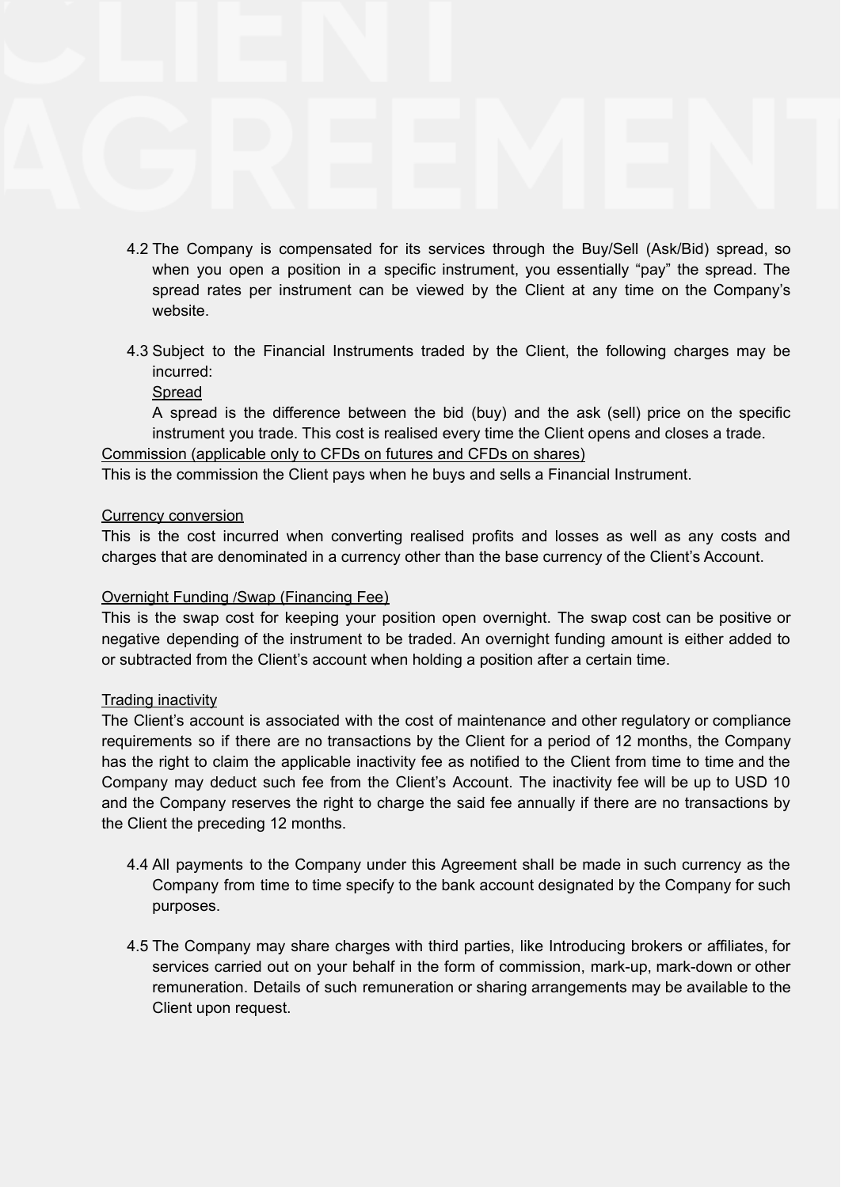4.2 The Company is compensated for its services through the Buy/Sell (Ask/Bid) spread, so when you open a position in a specific instrument, you essentially “pay” the spread. The spread rates per instrument can be viewed by the Client at any time on the Company’s website.

4.3 Subject to the Financial Instruments traded by the Client, the following charges may be incurred:

<u>Spread</u>

A spread is the difference between the bid (buy) and the ask (sell) price on the specific instrument you trade. This cost is realised every time the Client opens and closes a trade.

<u>Commission (applicable only to CFDs on futures and CFDs on shares)</u>

This is the commission the Client pays when he buys and sells a Financial Instrument.

<u>Currency conversion</u>

This is the cost incurred when converting realised profits and losses as well as any costs and charges that are denominated in a currency other than the base currency of the Client’s Account.

<u>Overnight Funding /Swap (Financing Fee)</u>

This is the swap cost for keeping your position open overnight. The swap cost can be positive or negative depending of the instrument to be traded. An overnight funding amount is either added to or subtracted from the Client’s account when holding a position after a certain time.

<u>Trading inactivity</u>

The Client’s account is associated with the cost of maintenance and other regulatory or compliance requirements so if there are no transactions by the Client for a period of 12 months, the Company has the right to claim the applicable inactivity fee as notified to the Client from time to time and the Company may deduct such fee from the Client’s Account. The inactivity fee will be up to USD 10 and the Company reserves the right to charge the said fee annually if there are no transactions by the Client the preceding 12 months.

4.4 All payments to the Company under this Agreement shall be made in such currency as the Company from time to time specify to the bank account designated by the Company for such purposes.

4.5 The Company may share charges with third parties, like Introducing brokers or affiliates, for services carried out on your behalf in the form of commission, mark-up, mark-down or other remuneration. Details of such remuneration or sharing arrangements may be available to the Client upon request.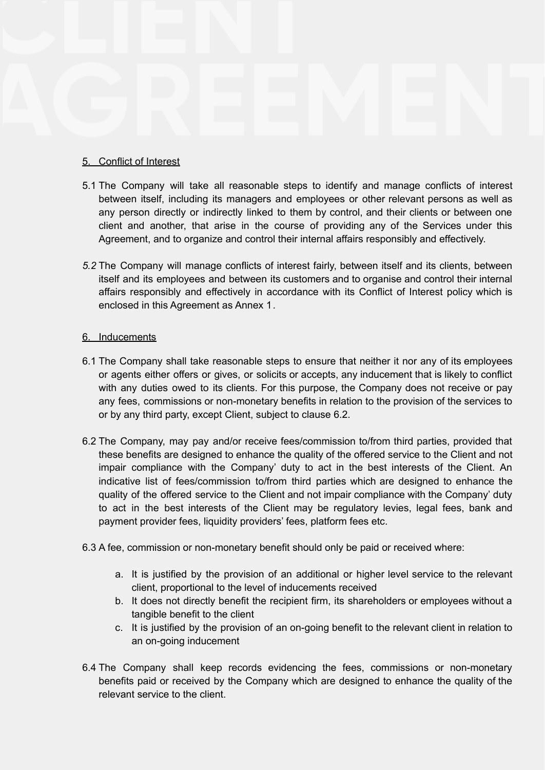## 5. Conflict of Interest

5.1 The Company will take all reasonable steps to identify and manage conflicts of interest between itself, including its managers and employees or other relevant persons as well as any person directly or indirectly linked to them by control, and their clients or between one client and another, that arise in the course of providing any of the Services under this Agreement, and to organize and control their internal affairs responsibly and effectively.

*5.2* The Company will manage conflicts of interest fairly, between itself and its clients, between itself and its employees and between its customers and to organise and control their internal affairs responsibly and effectively in accordance with its Conflict of Interest policy which is enclosed in this Agreement as Annex 1*.*

## 6. Inducements

6.1 The Company shall take reasonable steps to ensure that neither it nor any of its employees or agents either offers or gives, or solicits or accepts, any inducement that is likely to conflict with any duties owed to its clients. For this purpose, the Company does not receive or pay any fees, commissions or non-monetary benefits in relation to the provision of the services to or by any third party, except Client, subject to clause 6.2.

6.2 The Company, may pay and/or receive fees/commission to/from third parties, provided that these benefits are designed to enhance the quality of the offered service to the Client and not impair compliance with the Company' duty to act in the best interests of the Client. An indicative list of fees/commission to/from third parties which are designed to enhance the quality of the offered service to the Client and not impair compliance with the Company' duty to act in the best interests of the Client may be regulatory levies, legal fees, bank and payment provider fees, liquidity providers' fees, platform fees etc.

6.3 A fee, commission or non-monetary benefit should only be paid or received where:

a. It is justified by the provision of an additional or higher level service to the relevant client, proportional to the level of inducements received
b. It does not directly benefit the recipient firm, its shareholders or employees without a tangible benefit to the client
c. It is justified by the provision of an on-going benefit to the relevant client in relation to an on-going inducement

6.4 The Company shall keep records evidencing the fees, commissions or non-monetary benefits paid or received by the Company which are designed to enhance the quality of the relevant service to the client.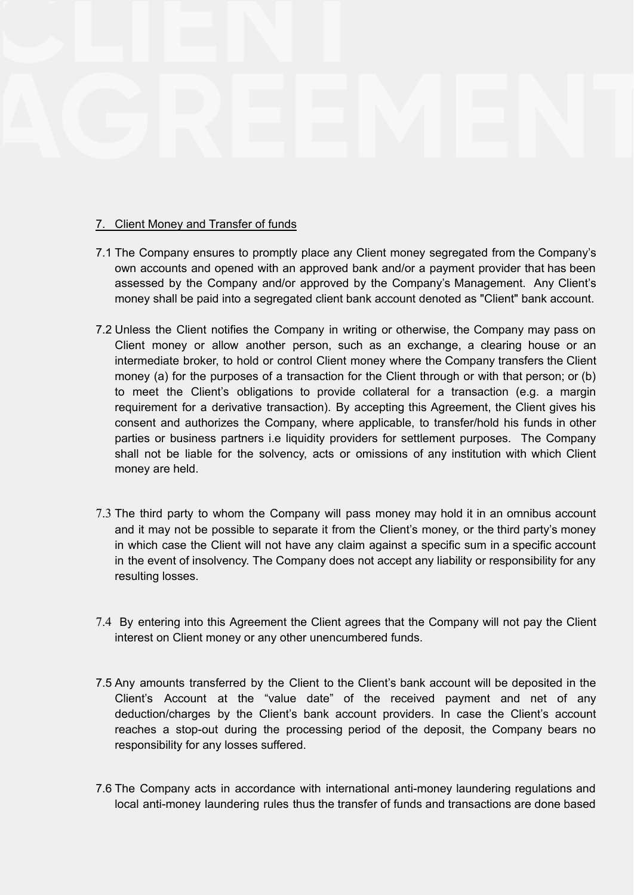## 7. Client Money and Transfer of funds

7.1 The Company ensures to promptly place any Client money segregated from the Company's own accounts and opened with an approved bank and/or a payment provider that has been assessed by the Company and/or approved by the Company's Management. Any Client's money shall be paid into a segregated client bank account denoted as "Client" bank account.

7.2 Unless the Client notifies the Company in writing or otherwise, the Company may pass on Client money or allow another person, such as an exchange, a clearing house or an intermediate broker, to hold or control Client money where the Company transfers the Client money (a) for the purposes of a transaction for the Client through or with that person; or (b) to meet the Client's obligations to provide collateral for a transaction (e.g. a margin requirement for a derivative transaction). By accepting this Agreement, the Client gives his consent and authorizes the Company, where applicable, to transfer/hold his funds in other parties or business partners i.e liquidity providers for settlement purposes. The Company shall not be liable for the solvency, acts or omissions of any institution with which Client money are held.

7.3 The third party to whom the Company will pass money may hold it in an omnibus account and it may not be possible to separate it from the Client's money, or the third party's money in which case the Client will not have any claim against a specific sum in a specific account in the event of insolvency. The Company does not accept any liability or responsibility for any resulting losses.

7.4 By entering into this Agreement the Client agrees that the Company will not pay the Client interest on Client money or any other unencumbered funds.

7.5 Any amounts transferred by the Client to the Client's bank account will be deposited in the Client's Account at the "value date" of the received payment and net of any deduction/charges by the Client's bank account providers. In case the Client's account reaches a stop-out during the processing period of the deposit, the Company bears no responsibility for any losses suffered.

7.6 The Company acts in accordance with international anti-money laundering regulations and local anti-money laundering rules thus the transfer of funds and transactions are done based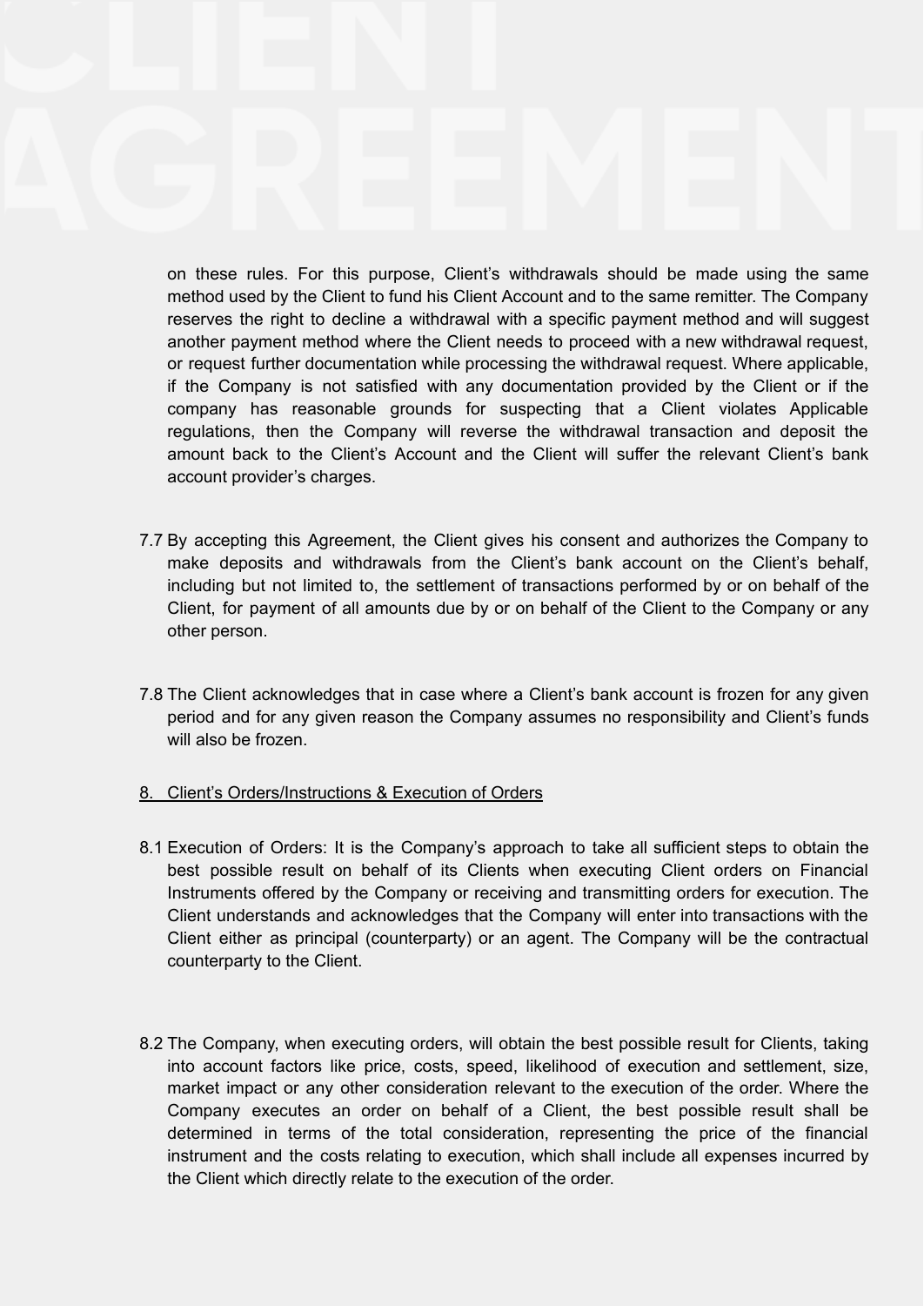on these rules. For this purpose, Client's withdrawals should be made using the same method used by the Client to fund his Client Account and to the same remitter. The Company reserves the right to decline a withdrawal with a specific payment method and will suggest another payment method where the Client needs to proceed with a new withdrawal request, or request further documentation while processing the withdrawal request. Where applicable, if the Company is not satisfied with any documentation provided by the Client or if the company has reasonable grounds for suspecting that a Client violates Applicable regulations, then the Company will reverse the withdrawal transaction and deposit the amount back to the Client's Account and the Client will suffer the relevant Client's bank account provider's charges.

7.7 By accepting this Agreement, the Client gives his consent and authorizes the Company to make deposits and withdrawals from the Client's bank account on the Client's behalf, including but not limited to, the settlement of transactions performed by or on behalf of the Client, for payment of all amounts due by or on behalf of the Client to the Company or any other person.

7.8 The Client acknowledges that in case where a Client's bank account is frozen for any given period and for any given reason the Company assumes no responsibility and Client's funds will also be frozen.

## 8. Client's Orders/Instructions & Execution of Orders

8.1 Execution of Orders: It is the Company's approach to take all sufficient steps to obtain the best possible result on behalf of its Clients when executing Client orders on Financial Instruments offered by the Company or receiving and transmitting orders for execution. The Client understands and acknowledges that the Company will enter into transactions with the Client either as principal (counterparty) or an agent. The Company will be the contractual counterparty to the Client.

8.2 The Company, when executing orders, will obtain the best possible result for Clients, taking into account factors like price, costs, speed, likelihood of execution and settlement, size, market impact or any other consideration relevant to the execution of the order. Where the Company executes an order on behalf of a Client, the best possible result shall be determined in terms of the total consideration, representing the price of the financial instrument and the costs relating to execution, which shall include all expenses incurred by the Client which directly relate to the execution of the order.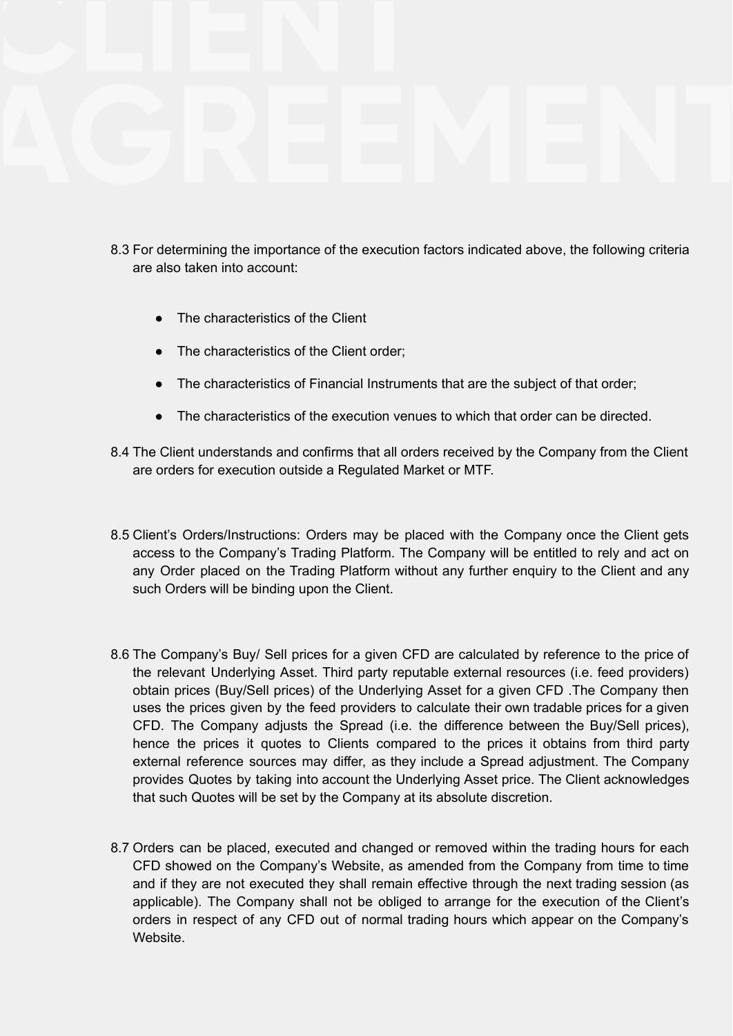8.3 For determining the importance of the execution factors indicated above, the following criteria are also taken into account:

- The characteristics of the Client
- The characteristics of the Client order;
- The characteristics of Financial Instruments that are the subject of that order;
- The characteristics of the execution venues to which that order can be directed.

8.4 The Client understands and confirms that all orders received by the Company from the Client are orders for execution outside a Regulated Market or MTF.

8.5 Client's Orders/Instructions: Orders may be placed with the Company once the Client gets access to the Company's Trading Platform. The Company will be entitled to rely and act on any Order placed on the Trading Platform without any further enquiry to the Client and any such Orders will be binding upon the Client.

8.6 The Company's Buy/ Sell prices for a given CFD are calculated by reference to the price of the relevant Underlying Asset. Third party reputable external resources (i.e. feed providers) obtain prices (Buy/Sell prices) of the Underlying Asset for a given CFD .The Company then uses the prices given by the feed providers to calculate their own tradable prices for a given CFD. The Company adjusts the Spread (i.e. the difference between the Buy/Sell prices), hence the prices it quotes to Clients compared to the prices it obtains from third party external reference sources may differ, as they include a Spread adjustment. The Company provides Quotes by taking into account the Underlying Asset price. The Client acknowledges that such Quotes will be set by the Company at its absolute discretion.

8.7 Orders can be placed, executed and changed or removed within the trading hours for each CFD showed on the Company's Website, as amended from the Company from time to time and if they are not executed they shall remain effective through the next trading session (as applicable). The Company shall not be obliged to arrange for the execution of the Client's orders in respect of any CFD out of normal trading hours which appear on the Company's Website.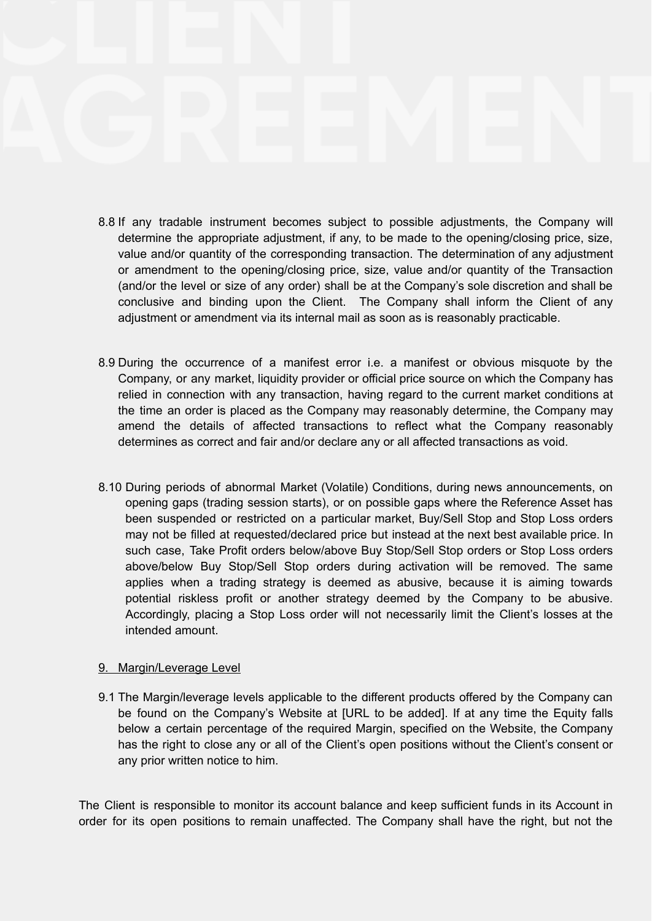8.8 If any tradable instrument becomes subject to possible adjustments, the Company will determine the appropriate adjustment, if any, to be made to the opening/closing price, size, value and/or quantity of the corresponding transaction. The determination of any adjustment or amendment to the opening/closing price, size, value and/or quantity of the Transaction (and/or the level or size of any order) shall be at the Company's sole discretion and shall be conclusive and binding upon the Client. The Company shall inform the Client of any adjustment or amendment via its internal mail as soon as is reasonably practicable.

8.9 During the occurrence of a manifest error i.e. a manifest or obvious misquote by the Company, or any market, liquidity provider or official price source on which the Company has relied in connection with any transaction, having regard to the current market conditions at the time an order is placed as the Company may reasonably determine, the Company may amend the details of affected transactions to reflect what the Company reasonably determines as correct and fair and/or declare any or all affected transactions as void.

8.10 During periods of abnormal Market (Volatile) Conditions, during news announcements, on opening gaps (trading session starts), or on possible gaps where the Reference Asset has been suspended or restricted on a particular market, Buy/Sell Stop and Stop Loss orders may not be filled at requested/declared price but instead at the next best available price. In such case, Take Profit orders below/above Buy Stop/Sell Stop orders or Stop Loss orders above/below Buy Stop/Sell Stop orders during activation will be removed. The same applies when a trading strategy is deemed as abusive, because it is aiming towards potential riskless profit or another strategy deemed by the Company to be abusive. Accordingly, placing a Stop Loss order will not necessarily limit the Client's losses at the intended amount.

## 9. Margin/Leverage Level

9.1 The Margin/leverage levels applicable to the different products offered by the Company can be found on the Company's Website at [URL to be added]. If at any time the Equity falls below a certain percentage of the required Margin, specified on the Website, the Company has the right to close any or all of the Client's open positions without the Client's consent or any prior written notice to him.

The Client is responsible to monitor its account balance and keep sufficient funds in its Account in order for its open positions to remain unaffected. The Company shall have the right, but not the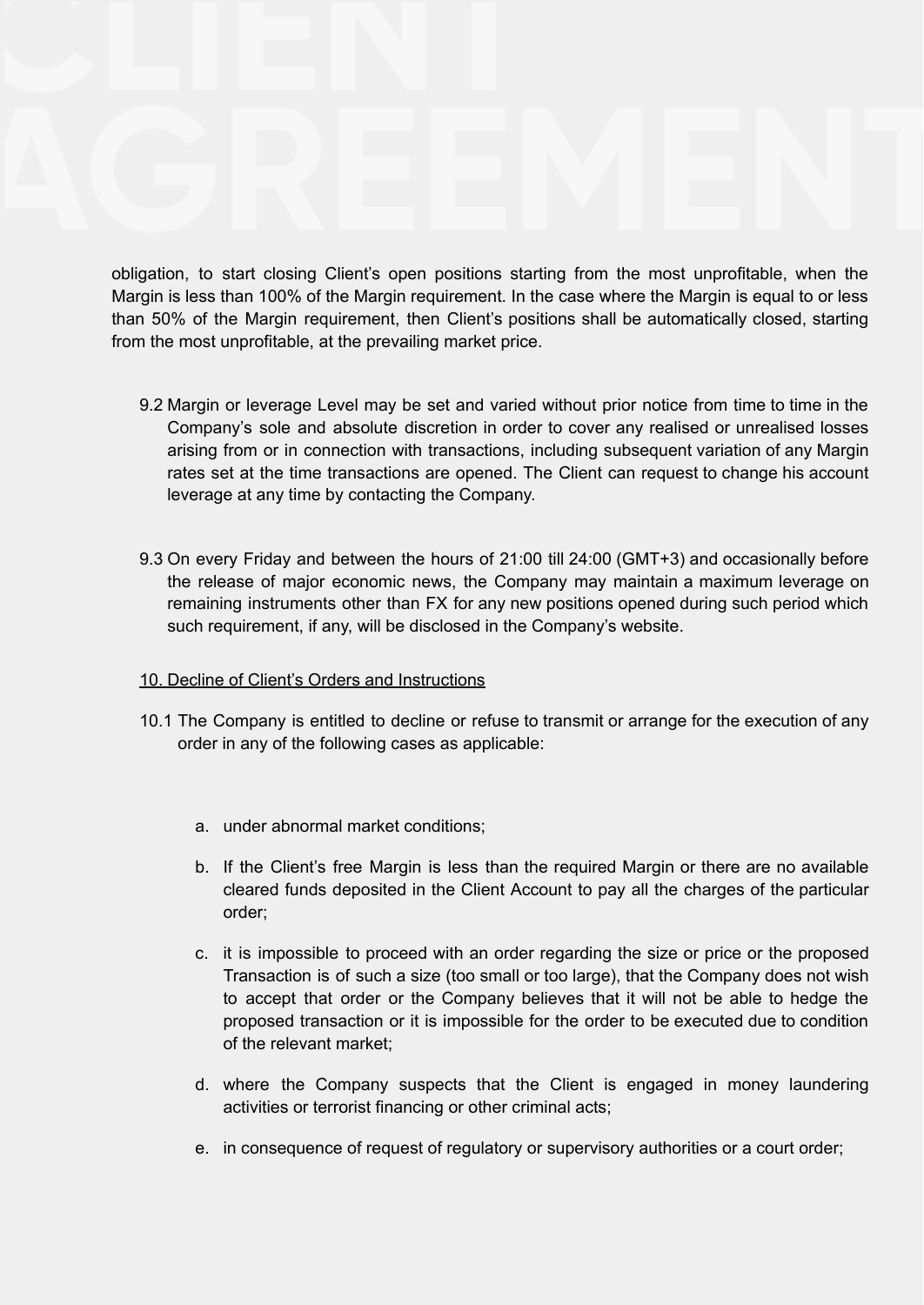obligation, to start closing Client's open positions starting from the most unprofitable, when the Margin is less than 100% of the Margin requirement. In the case where the Margin is equal to or less than 50% of the Margin requirement, then Client's positions shall be automatically closed, starting from the most unprofitable, at the prevailing market price.

9.2 Margin or leverage Level may be set and varied without prior notice from time to time in the Company's sole and absolute discretion in order to cover any realised or unrealised losses arising from or in connection with transactions, including subsequent variation of any Margin rates set at the time transactions are opened. The Client can request to change his account leverage at any time by contacting the Company.

9.3 On every Friday and between the hours of 21:00 till 24:00 (GMT+3) and occasionally before the release of major economic news, the Company may maintain a maximum leverage on remaining instruments other than FX for any new positions opened during such period which such requirement, if any, will be disclosed in the Company's website.

## 10. Decline of Client's Orders and Instructions

10.1 The Company is entitled to decline or refuse to transmit or arrange for the execution of any order in any of the following cases as applicable:

a. under abnormal market conditions;

b. If the Client's free Margin is less than the required Margin or there are no available cleared funds deposited in the Client Account to pay all the charges of the particular order;

c. it is impossible to proceed with an order regarding the size or price or the proposed Transaction is of such a size (too small or too large), that the Company does not wish to accept that order or the Company believes that it will not be able to hedge the proposed transaction or it is impossible for the order to be executed due to condition of the relevant market;

d. where the Company suspects that the Client is engaged in money laundering activities or terrorist financing or other criminal acts;

e. in consequence of request of regulatory or supervisory authorities or a court order;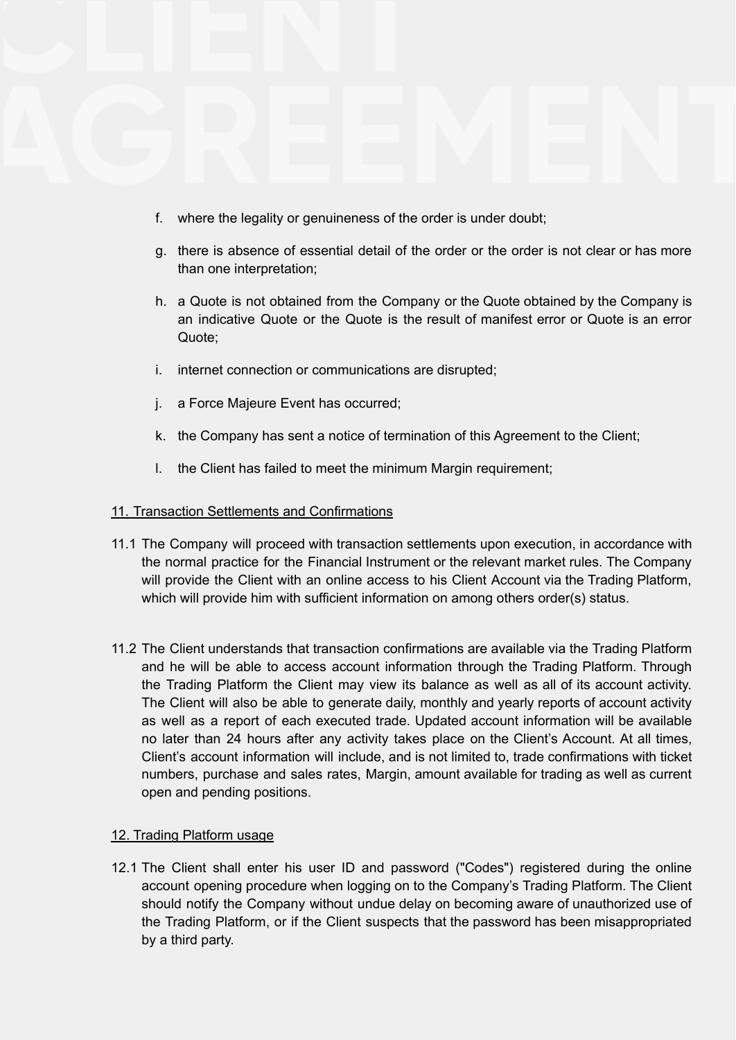f. where the legality or genuineness of the order is under doubt;

g. there is absence of essential detail of the order or the order is not clear or has more than one interpretation;

h. a Quote is not obtained from the Company or the Quote obtained by the Company is an indicative Quote or the Quote is the result of manifest error or Quote is an error Quote;

i. internet connection or communications are disrupted;

j. a Force Majeure Event has occurred;

k. the Company has sent a notice of termination of this Agreement to the Client;

l. the Client has failed to meet the minimum Margin requirement;

<u>11. Transaction Settlements and Confirmations</u>

11.1 The Company will proceed with transaction settlements upon execution, in accordance with the normal practice for the Financial Instrument or the relevant market rules. The Company will provide the Client with an online access to his Client Account via the Trading Platform, which will provide him with sufficient information on among others order(s) status.

11.2 The Client understands that transaction confirmations are available via the Trading Platform and he will be able to access account information through the Trading Platform. Through the Trading Platform the Client may view its balance as well as all of its account activity. The Client will also be able to generate daily, monthly and yearly reports of account activity as well as a report of each executed trade. Updated account information will be available no later than 24 hours after any activity takes place on the Client's Account. At all times, Client's account information will include, and is not limited to, trade confirmations with ticket numbers, purchase and sales rates, Margin, amount available for trading as well as current open and pending positions.

<u>12. Trading Platform usage</u>

12.1 The Client shall enter his user ID and password ("Codes") registered during the online account opening procedure when logging on to the Company's Trading Platform. The Client should notify the Company without undue delay on becoming aware of unauthorized use of the Trading Platform, or if the Client suspects that the password has been misappropriated by a third party.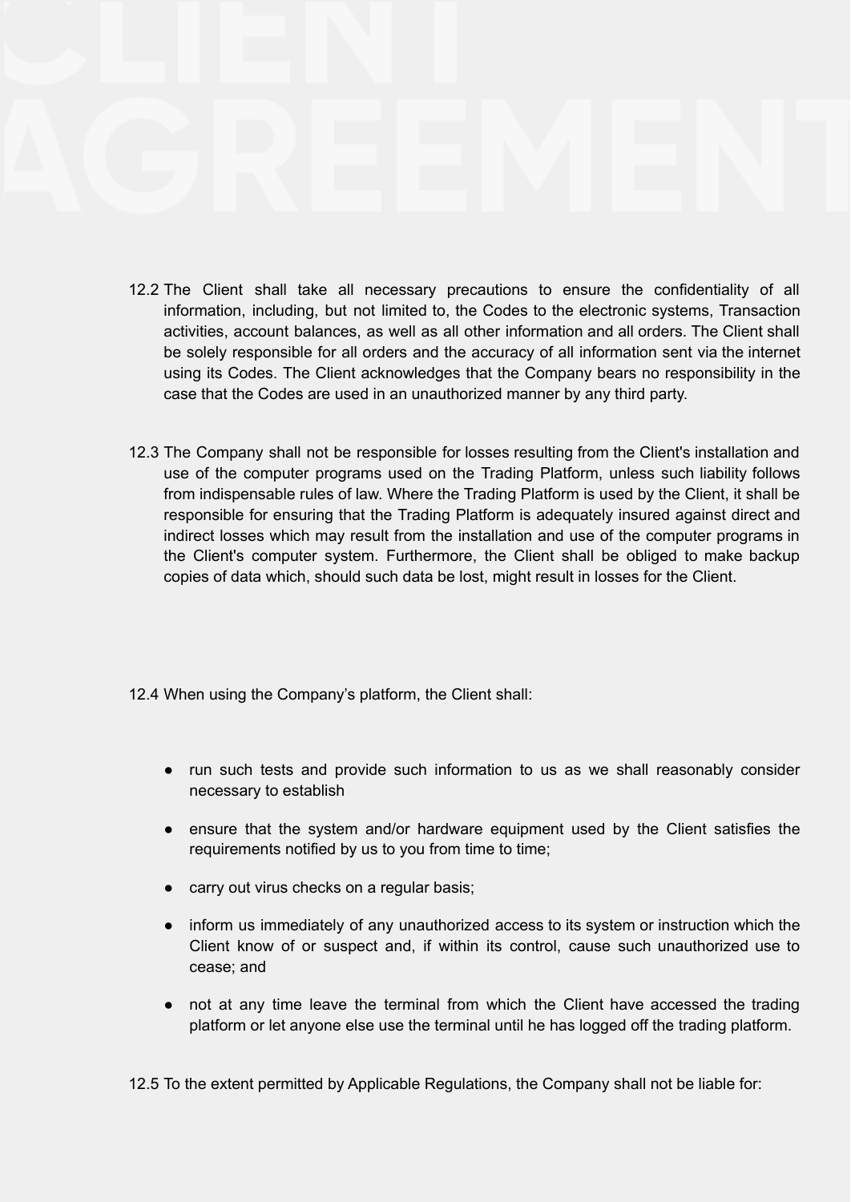12.2 The Client shall take all necessary precautions to ensure the confidentiality of all information, including, but not limited to, the Codes to the electronic systems, Transaction activities, account balances, as well as all other information and all orders. The Client shall be solely responsible for all orders and the accuracy of all information sent via the internet using its Codes. The Client acknowledges that the Company bears no responsibility in the case that the Codes are used in an unauthorized manner by any third party.

12.3 The Company shall not be responsible for losses resulting from the Client's installation and use of the computer programs used on the Trading Platform, unless such liability follows from indispensable rules of law. Where the Trading Platform is used by the Client, it shall be responsible for ensuring that the Trading Platform is adequately insured against direct and indirect losses which may result from the installation and use of the computer programs in the Client's computer system. Furthermore, the Client shall be obliged to make backup copies of data which, should such data be lost, might result in losses for the Client.

12.4 When using the Company's platform, the Client shall:

- run such tests and provide such information to us as we shall reasonably consider necessary to establish
- ensure that the system and/or hardware equipment used by the Client satisfies the requirements notified by us to you from time to time;
- carry out virus checks on a regular basis;
- inform us immediately of any unauthorized access to its system or instruction which the Client know of or suspect and, if within its control, cause such unauthorized use to cease; and
- not at any time leave the terminal from which the Client have accessed the trading platform or let anyone else use the terminal until he has logged off the trading platform.

12.5 To the extent permitted by Applicable Regulations, the Company shall not be liable for: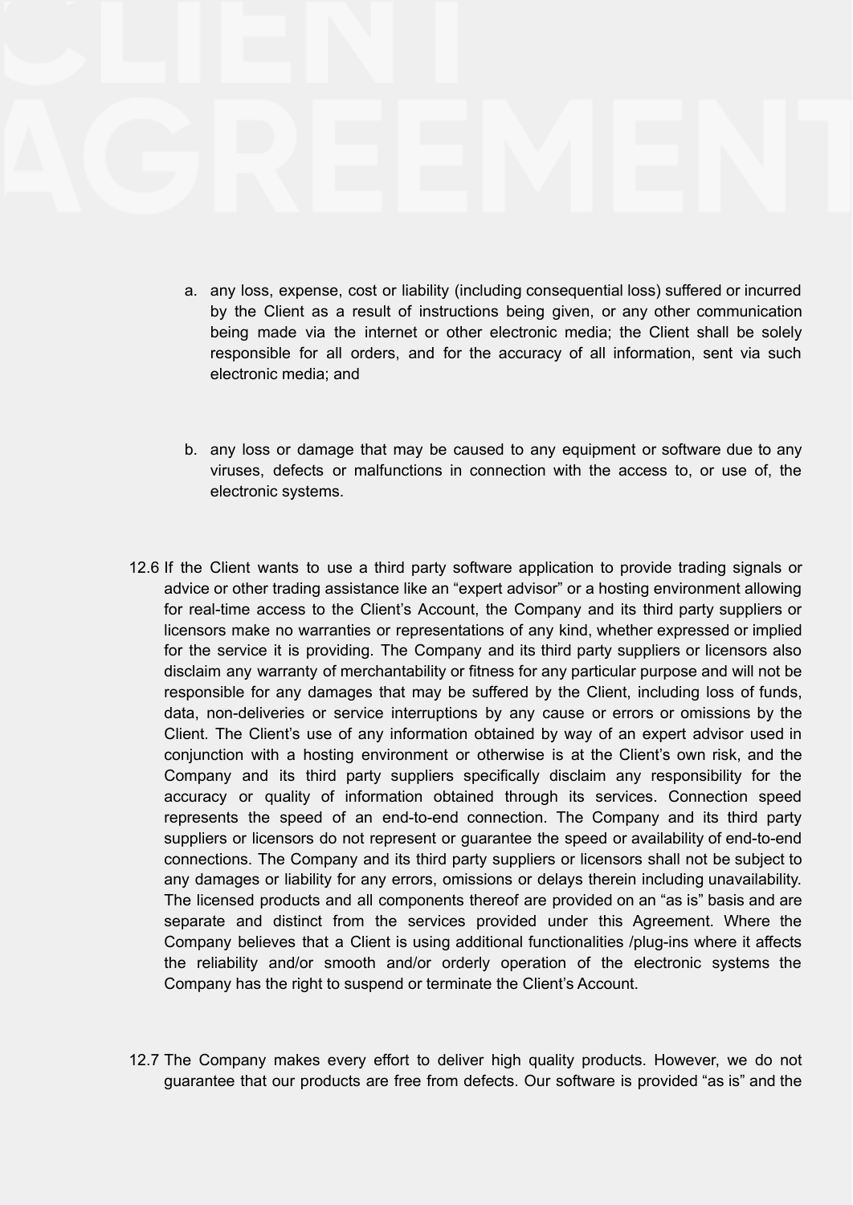a. any loss, expense, cost or liability (including consequential loss) suffered or incurred by the Client as a result of instructions being given, or any other communication being made via the internet or other electronic media; the Client shall be solely responsible for all orders, and for the accuracy of all information, sent via such electronic media; and

b. any loss or damage that may be caused to any equipment or software due to any viruses, defects or malfunctions in connection with the access to, or use of, the electronic systems.

12.6 If the Client wants to use a third party software application to provide trading signals or advice or other trading assistance like an “expert advisor” or a hosting environment allowing for real-time access to the Client’s Account, the Company and its third party suppliers or licensors make no warranties or representations of any kind, whether expressed or implied for the service it is providing. The Company and its third party suppliers or licensors also disclaim any warranty of merchantability or fitness for any particular purpose and will not be responsible for any damages that may be suffered by the Client, including loss of funds, data, non-deliveries or service interruptions by any cause or errors or omissions by the Client. The Client’s use of any information obtained by way of an expert advisor used in conjunction with a hosting environment or otherwise is at the Client’s own risk, and the Company and its third party suppliers specifically disclaim any responsibility for the accuracy or quality of information obtained through its services. Connection speed represents the speed of an end-to-end connection. The Company and its third party suppliers or licensors do not represent or guarantee the speed or availability of end-to-end connections. The Company and its third party suppliers or licensors shall not be subject to any damages or liability for any errors, omissions or delays therein including unavailability. The licensed products and all components thereof are provided on an “as is” basis and are separate and distinct from the services provided under this Agreement. Where the Company believes that a Client is using additional functionalities /plug-ins where it affects the reliability and/or smooth and/or orderly operation of the electronic systems the Company has the right to suspend or terminate the Client’s Account.

12.7 The Company makes every effort to deliver high quality products. However, we do not guarantee that our products are free from defects. Our software is provided “as is” and the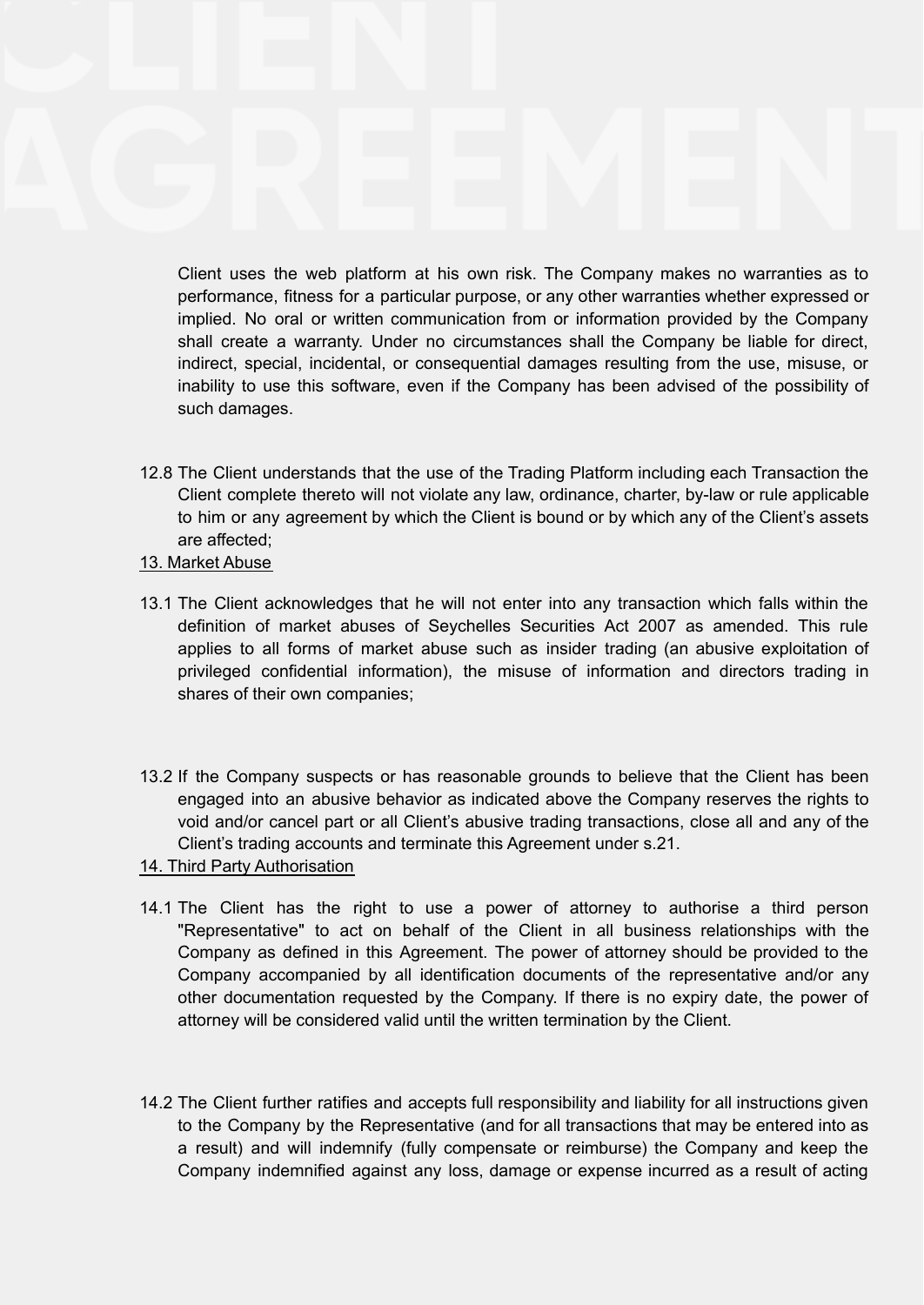Client uses the web platform at his own risk. The Company makes no warranties as to performance, fitness for a particular purpose, or any other warranties whether expressed or implied. No oral or written communication from or information provided by the Company shall create a warranty. Under no circumstances shall the Company be liable for direct, indirect, special, incidental, or consequential damages resulting from the use, misuse, or inability to use this software, even if the Company has been advised of the possibility of such damages.

12.8 The Client understands that the use of the Trading Platform including each Transaction the Client complete thereto will not violate any law, ordinance, charter, by-law or rule applicable to him or any agreement by which the Client is bound or by which any of the Client's assets are affected;

## 13. Market Abuse

13.1 The Client acknowledges that he will not enter into any transaction which falls within the definition of market abuses of Seychelles Securities Act 2007 as amended. This rule applies to all forms of market abuse such as insider trading (an abusive exploitation of privileged confidential information), the misuse of information and directors trading in shares of their own companies;

13.2 If the Company suspects or has reasonable grounds to believe that the Client has been engaged into an abusive behavior as indicated above the Company reserves the rights to void and/or cancel part or all Client's abusive trading transactions, close all and any of the Client's trading accounts and terminate this Agreement under s.21.

## 14. Third Party Authorisation

14.1 The Client has the right to use a power of attorney to authorise a third person "Representative" to act on behalf of the Client in all business relationships with the Company as defined in this Agreement. The power of attorney should be provided to the Company accompanied by all identification documents of the representative and/or any other documentation requested by the Company. If there is no expiry date, the power of attorney will be considered valid until the written termination by the Client.

14.2 The Client further ratifies and accepts full responsibility and liability for all instructions given to the Company by the Representative (and for all transactions that may be entered into as a result) and will indemnify (fully compensate or reimburse) the Company and keep the Company indemnified against any loss, damage or expense incurred as a result of acting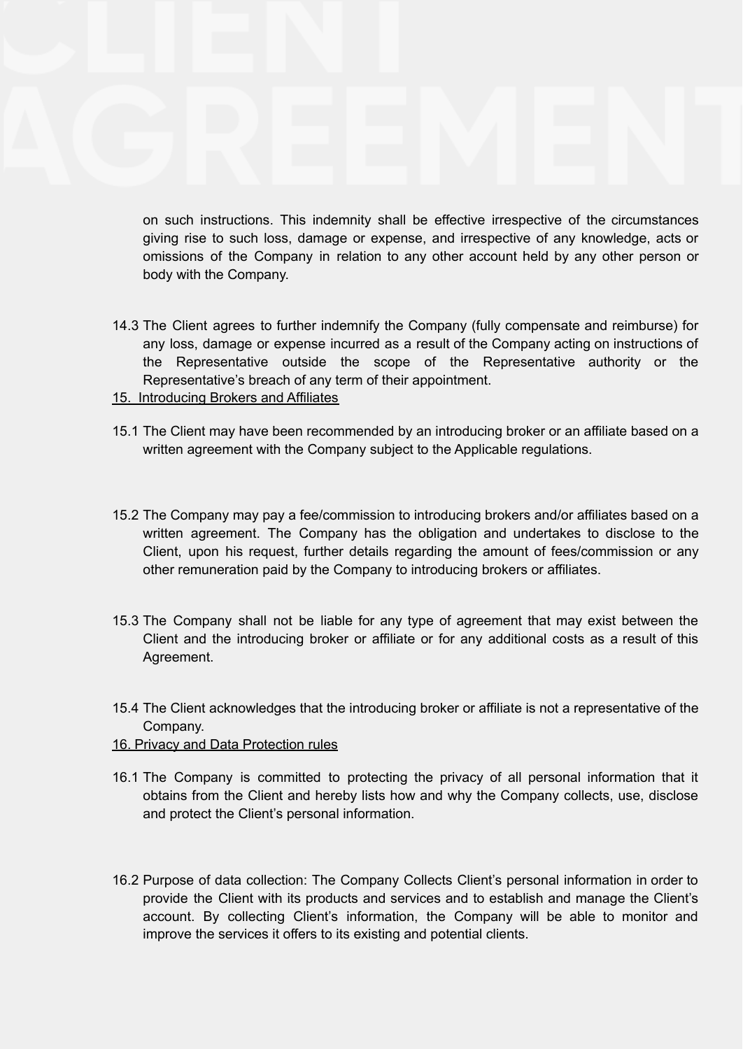on such instructions. This indemnity shall be effective irrespective of the circumstances giving rise to such loss, damage or expense, and irrespective of any knowledge, acts or omissions of the Company in relation to any other account held by any other person or body with the Company.

14.3 The Client agrees to further indemnify the Company (fully compensate and reimburse) for any loss, damage or expense incurred as a result of the Company acting on instructions of the Representative outside the scope of the Representative authority or the Representative's breach of any term of their appointment.

## 15. Introducing Brokers and Affiliates

15.1 The Client may have been recommended by an introducing broker or an affiliate based on a written agreement with the Company subject to the Applicable regulations.

15.2 The Company may pay a fee/commission to introducing brokers and/or affiliates based on a written agreement. The Company has the obligation and undertakes to disclose to the Client, upon his request, further details regarding the amount of fees/commission or any other remuneration paid by the Company to introducing brokers or affiliates.

15.3 The Company shall not be liable for any type of agreement that may exist between the Client and the introducing broker or affiliate or for any additional costs as a result of this Agreement.

15.4 The Client acknowledges that the introducing broker or affiliate is not a representative of the Company.

## 16. Privacy and Data Protection rules

16.1 The Company is committed to protecting the privacy of all personal information that it obtains from the Client and hereby lists how and why the Company collects, use, disclose and protect the Client's personal information.

16.2 Purpose of data collection: The Company Collects Client's personal information in order to provide the Client with its products and services and to establish and manage the Client's account. By collecting Client's information, the Company will be able to monitor and improve the services it offers to its existing and potential clients.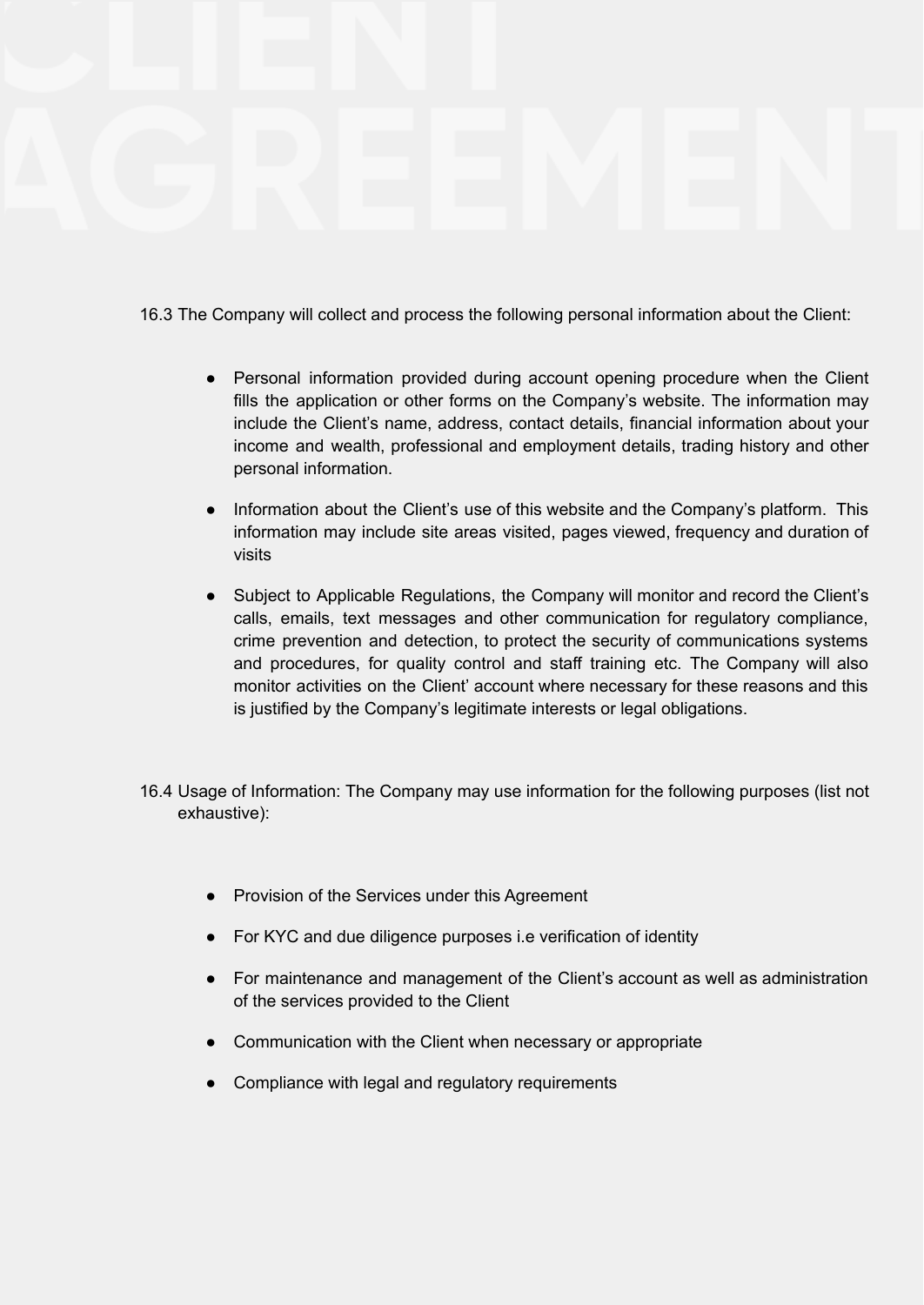16.3 The Company will collect and process the following personal information about the Client:

- Personal information provided during account opening procedure when the Client fills the application or other forms on the Company's website. The information may include the Client's name, address, contact details, financial information about your income and wealth, professional and employment details, trading history and other personal information.
- Information about the Client's use of this website and the Company's platform. This information may include site areas visited, pages viewed, frequency and duration of visits
- Subject to Applicable Regulations, the Company will monitor and record the Client's calls, emails, text messages and other communication for regulatory compliance, crime prevention and detection, to protect the security of communications systems and procedures, for quality control and staff training etc. The Company will also monitor activities on the Client' account where necessary for these reasons and this is justified by the Company's legitimate interests or legal obligations.

16.4 Usage of Information: The Company may use information for the following purposes (list not exhaustive):

- Provision of the Services under this Agreement
- For KYC and due diligence purposes i.e verification of identity
- For maintenance and management of the Client's account as well as administration of the services provided to the Client
- Communication with the Client when necessary or appropriate
- Compliance with legal and regulatory requirements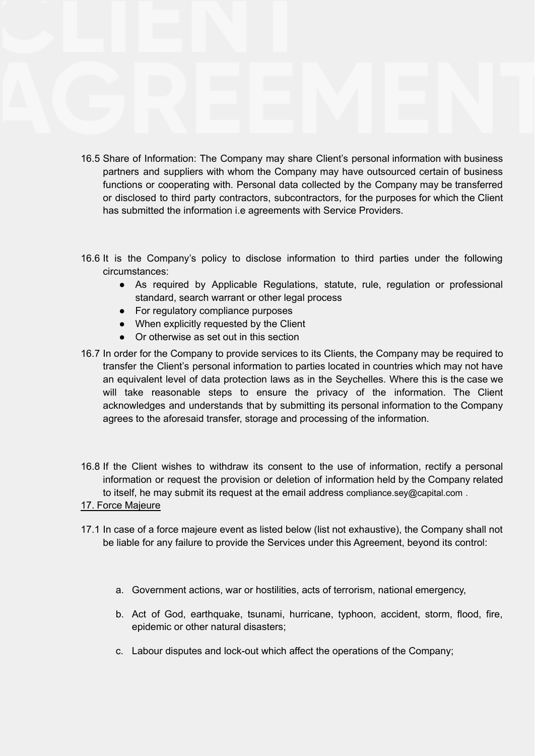16.5 Share of Information: The Company may share Client's personal information with business partners and suppliers with whom the Company may have outsourced certain of business functions or cooperating with. Personal data collected by the Company may be transferred or disclosed to third party contractors, subcontractors, for the purposes for which the Client has submitted the information i.e agreements with Service Providers.

16.6 It is the Company's policy to disclose information to third parties under the following circumstances:

- As required by Applicable Regulations, statute, rule, regulation or professional standard, search warrant or other legal process
- For regulatory compliance purposes
- When explicitly requested by the Client
- Or otherwise as set out in this section

16.7 In order for the Company to provide services to its Clients, the Company may be required to transfer the Client's personal information to parties located in countries which may not have an equivalent level of data protection laws as in the Seychelles. Where this is the case we will take reasonable steps to ensure the privacy of the information. The Client acknowledges and understands that by submitting its personal information to the Company agrees to the aforesaid transfer, storage and processing of the information.

16.8 If the Client wishes to withdraw its consent to the use of information, rectify a personal information or request the provision or deletion of information held by the Company related to itself, he may submit its request at the email address compliance.sey@capital.com .

17. Force Majeure

17.1 In case of a force majeure event as listed below (list not exhaustive), the Company shall not be liable for any failure to provide the Services under this Agreement, beyond its control:

a. Government actions, war or hostilities, acts of terrorism, national emergency,

b. Act of God, earthquake, tsunami, hurricane, typhoon, accident, storm, flood, fire, epidemic or other natural disasters;

c. Labour disputes and lock-out which affect the operations of the Company;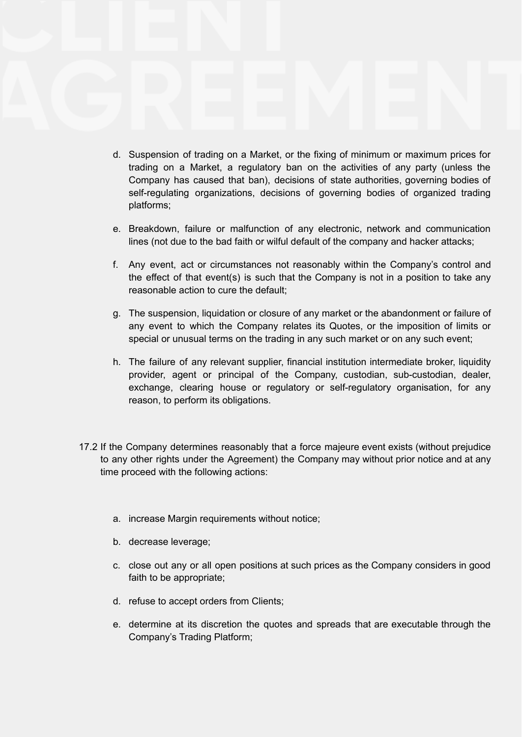d. Suspension of trading on a Market, or the fixing of minimum or maximum prices for trading on a Market, a regulatory ban on the activities of any party (unless the Company has caused that ban), decisions of state authorities, governing bodies of self-regulating organizations, decisions of governing bodies of organized trading platforms;

e. Breakdown, failure or malfunction of any electronic, network and communication lines (not due to the bad faith or wilful default of the company and hacker attacks;

f. Any event, act or circumstances not reasonably within the Company's control and the effect of that event(s) is such that the Company is not in a position to take any reasonable action to cure the default;

g. The suspension, liquidation or closure of any market or the abandonment or failure of any event to which the Company relates its Quotes, or the imposition of limits or special or unusual terms on the trading in any such market or on any such event;

h. The failure of any relevant supplier, financial institution intermediate broker, liquidity provider, agent or principal of the Company, custodian, sub-custodian, dealer, exchange, clearing house or regulatory or self-regulatory organisation, for any reason, to perform its obligations.

17.2 If the Company determines reasonably that a force majeure event exists (without prejudice to any other rights under the Agreement) the Company may without prior notice and at any time proceed with the following actions:

a. increase Margin requirements without notice;

b. decrease leverage;

c. close out any or all open positions at such prices as the Company considers in good faith to be appropriate;

d. refuse to accept orders from Clients;

e. determine at its discretion the quotes and spreads that are executable through the Company's Trading Platform;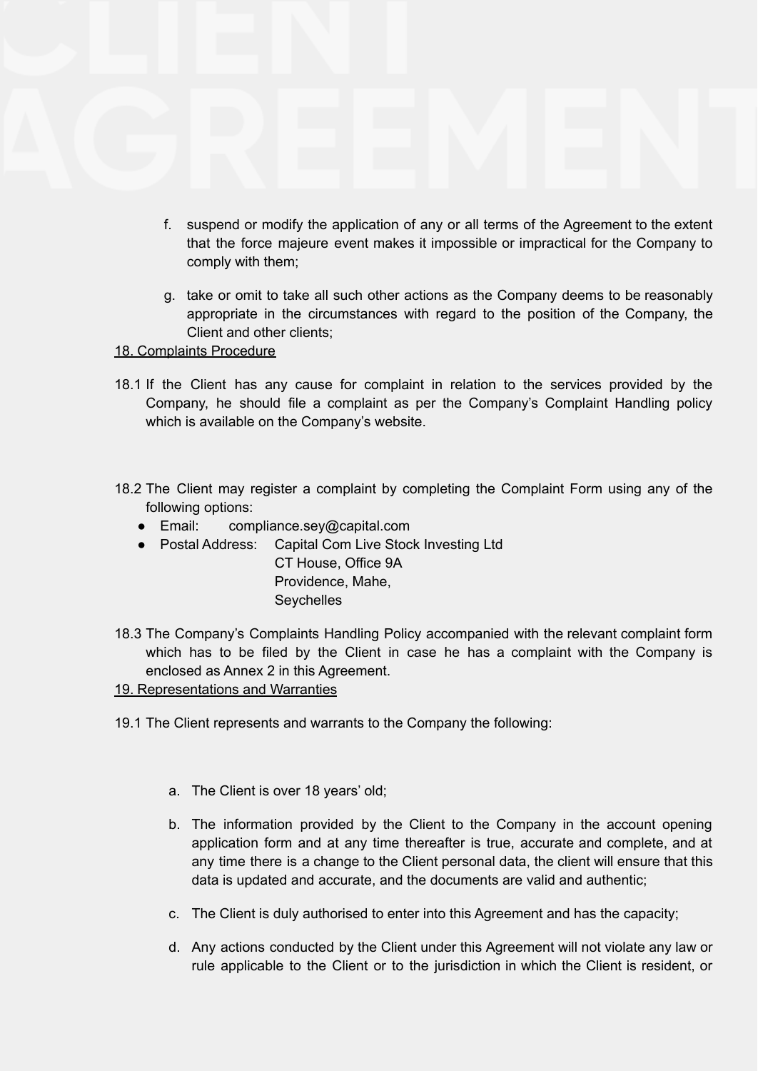f. suspend or modify the application of any or all terms of the Agreement to the extent that the force majeure event makes it impossible or impractical for the Company to comply with them;

g. take or omit to take all such other actions as the Company deems to be reasonably appropriate in the circumstances with regard to the position of the Company, the Client and other clients;

18. Complaints Procedure

18.1 If the Client has any cause for complaint in relation to the services provided by the Company, he should file a complaint as per the Company's Complaint Handling policy which is available on the Company's website.

18.2 The Client may register a complaint by completing the Complaint Form using any of the following options:

- Email: compliance.sey@capital.com
- Postal Address: Capital Com Live Stock Investing Ltd
  CT House, Office 9A
  Providence, Mahe,
  Seychelles

18.3 The Company's Complaints Handling Policy accompanied with the relevant complaint form which has to be filed by the Client in case he has a complaint with the Company is enclosed as Annex 2 in this Agreement.

19. Representations and Warranties

19.1 The Client represents and warrants to the Company the following:

a. The Client is over 18 years' old;

b. The information provided by the Client to the Company in the account opening application form and at any time thereafter is true, accurate and complete, and at any time there is a change to the Client personal data, the client will ensure that this data is updated and accurate, and the documents are valid and authentic;

c. The Client is duly authorised to enter into this Agreement and has the capacity;

d. Any actions conducted by the Client under this Agreement will not violate any law or rule applicable to the Client or to the jurisdiction in which the Client is resident, or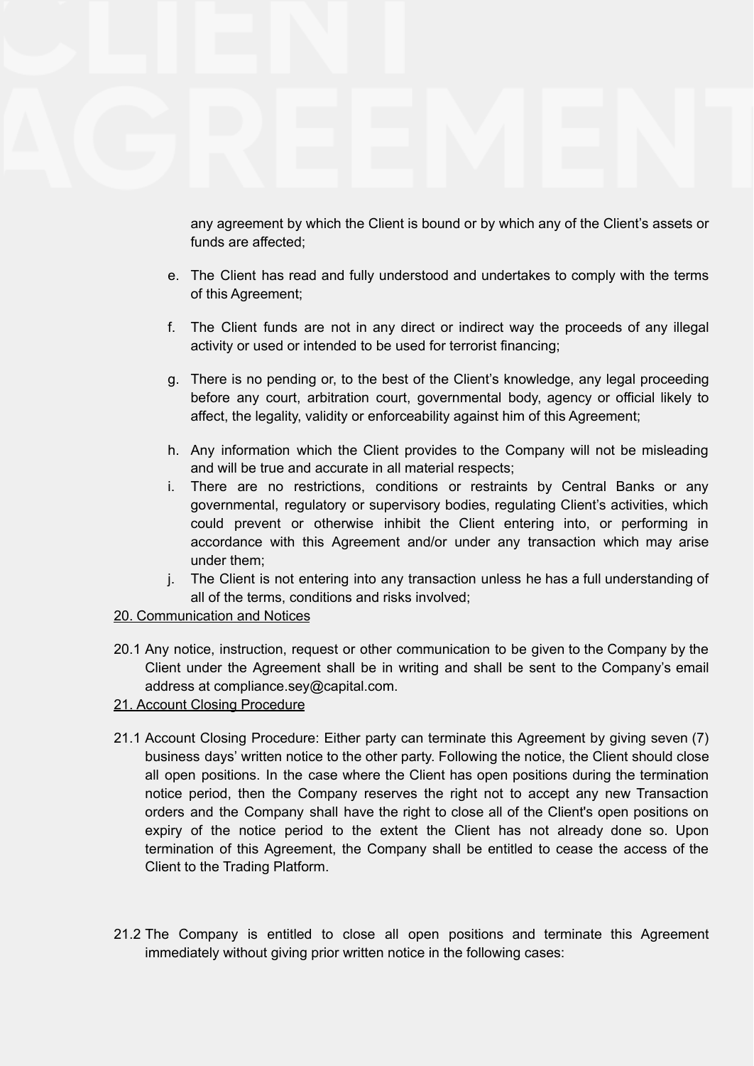any agreement by which the Client is bound or by which any of the Client's assets or funds are affected;

e. The Client has read and fully understood and undertakes to comply with the terms of this Agreement;

f. The Client funds are not in any direct or indirect way the proceeds of any illegal activity or used or intended to be used for terrorist financing;

g. There is no pending or, to the best of the Client's knowledge, any legal proceeding before any court, arbitration court, governmental body, agency or official likely to affect, the legality, validity or enforceability against him of this Agreement;

h. Any information which the Client provides to the Company will not be misleading and will be true and accurate in all material respects;

i. There are no restrictions, conditions or restraints by Central Banks or any governmental, regulatory or supervisory bodies, regulating Client's activities, which could prevent or otherwise inhibit the Client entering into, or performing in accordance with this Agreement and/or under any transaction which may arise under them;

j. The Client is not entering into any transaction unless he has a full understanding of all of the terms, conditions and risks involved;

## 20. Communication and Notices

20.1 Any notice, instruction, request or other communication to be given to the Company by the Client under the Agreement shall be in writing and shall be sent to the Company's email address at compliance.sey@capital.com.

## 21. Account Closing Procedure

21.1 Account Closing Procedure: Either party can terminate this Agreement by giving seven (7) business days' written notice to the other party. Following the notice, the Client should close all open positions. In the case where the Client has open positions during the termination notice period, then the Company reserves the right not to accept any new Transaction orders and the Company shall have the right to close all of the Client's open positions on expiry of the notice period to the extent the Client has not already done so. Upon termination of this Agreement, the Company shall be entitled to cease the access of the Client to the Trading Platform.

21.2 The Company is entitled to close all open positions and terminate this Agreement immediately without giving prior written notice in the following cases: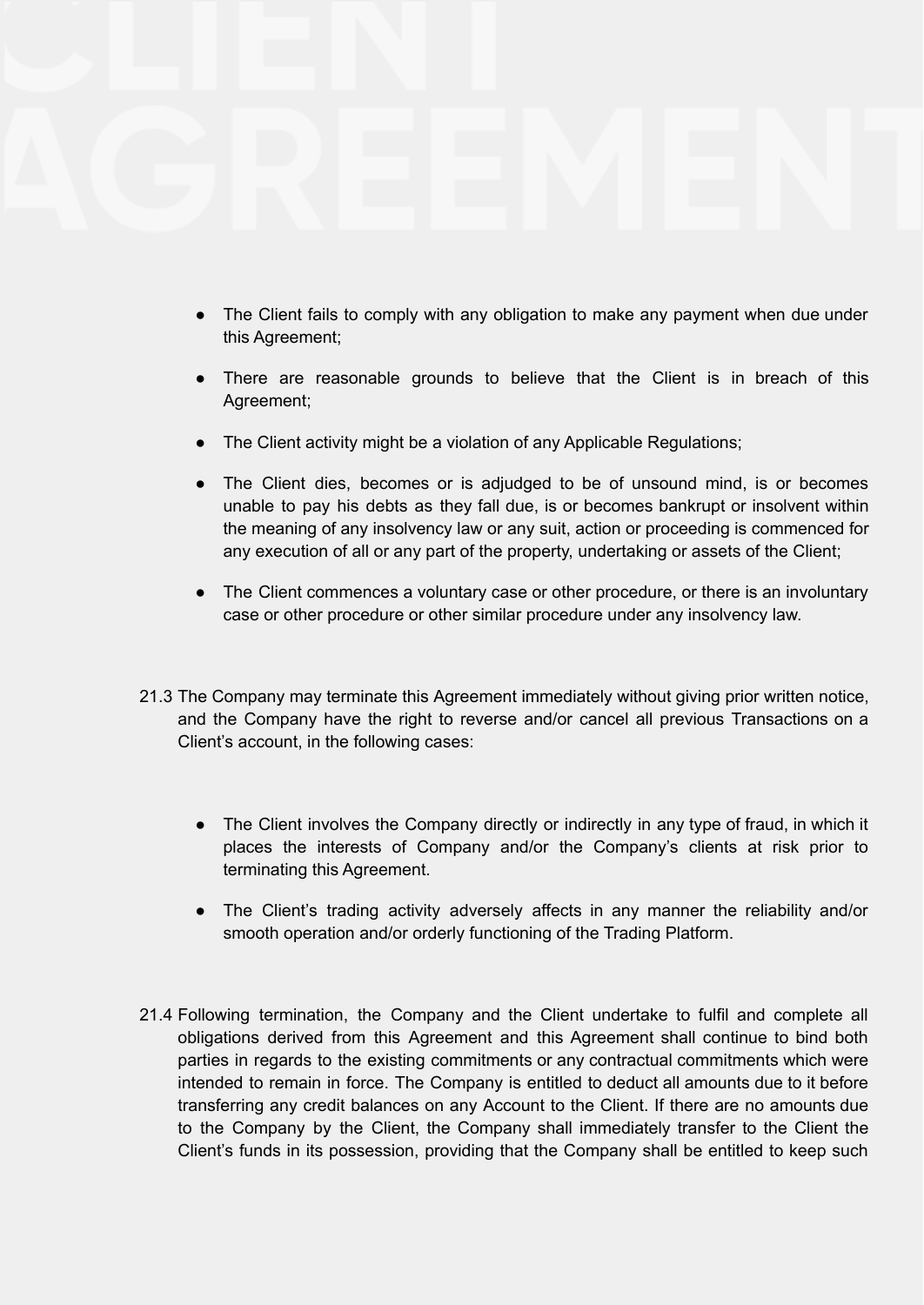- The Client fails to comply with any obligation to make any payment when due under this Agreement;
- There are reasonable grounds to believe that the Client is in breach of this Agreement;
- The Client activity might be a violation of any Applicable Regulations;
- The Client dies, becomes or is adjudged to be of unsound mind, is or becomes unable to pay his debts as they fall due, is or becomes bankrupt or insolvent within the meaning of any insolvency law or any suit, action or proceeding is commenced for any execution of all or any part of the property, undertaking or assets of the Client;
- The Client commences a voluntary case or other procedure, or there is an involuntary case or other procedure or other similar procedure under any insolvency law.

21.3 The Company may terminate this Agreement immediately without giving prior written notice, and the Company have the right to reverse and/or cancel all previous Transactions on a Client's account, in the following cases:

- The Client involves the Company directly or indirectly in any type of fraud, in which it places the interests of Company and/or the Company's clients at risk prior to terminating this Agreement.
- The Client's trading activity adversely affects in any manner the reliability and/or smooth operation and/or orderly functioning of the Trading Platform.

21.4 Following termination, the Company and the Client undertake to fulfil and complete all obligations derived from this Agreement and this Agreement shall continue to bind both parties in regards to the existing commitments or any contractual commitments which were intended to remain in force. The Company is entitled to deduct all amounts due to it before transferring any credit balances on any Account to the Client. If there are no amounts due to the Company by the Client, the Company shall immediately transfer to the Client the Client's funds in its possession, providing that the Company shall be entitled to keep such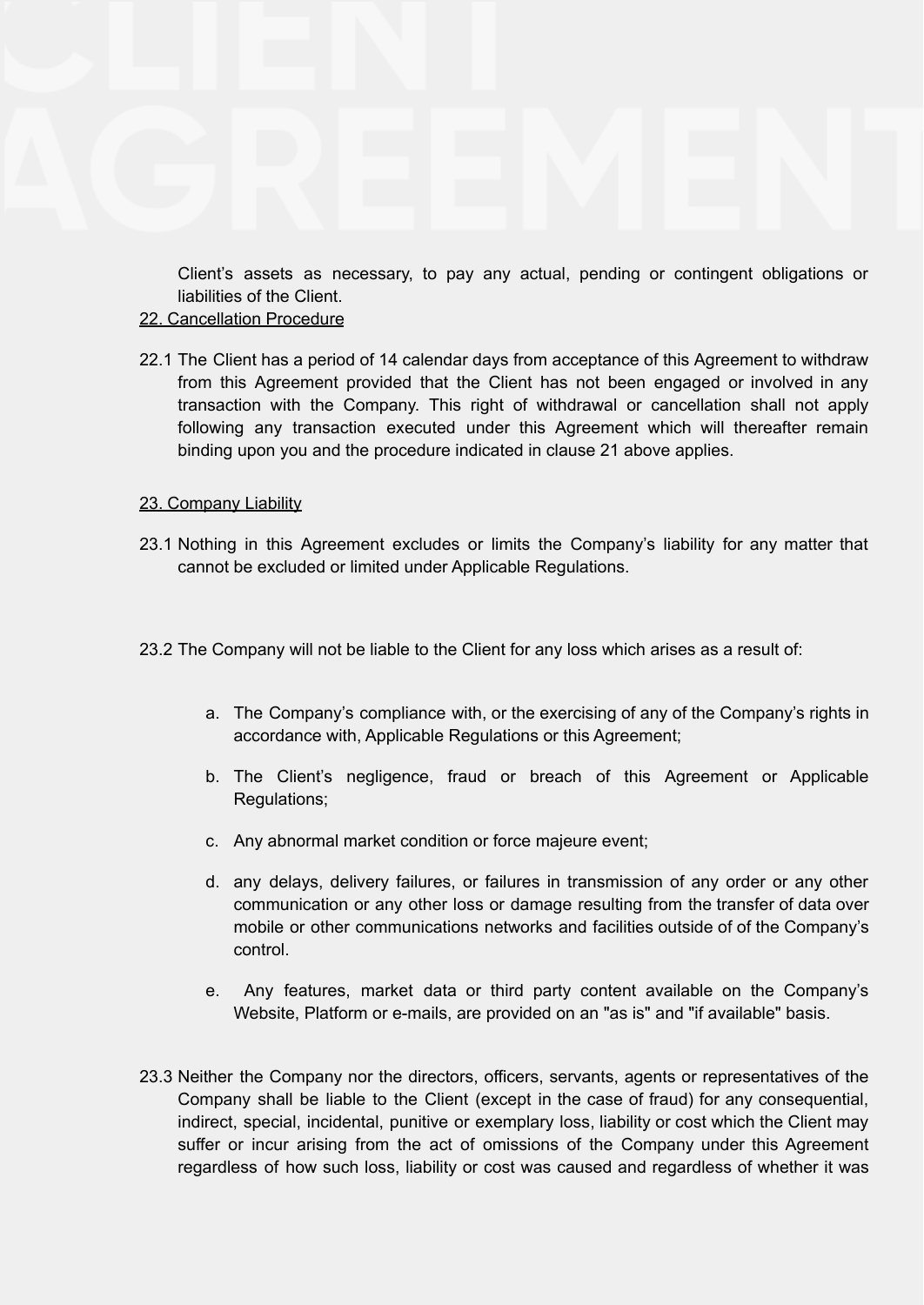Client's assets as necessary, to pay any actual, pending or contingent obligations or liabilities of the Client.

## 22. Cancellation Procedure

22.1 The Client has a period of 14 calendar days from acceptance of this Agreement to withdraw from this Agreement provided that the Client has not been engaged or involved in any transaction with the Company. This right of withdrawal or cancellation shall not apply following any transaction executed under this Agreement which will thereafter remain binding upon you and the procedure indicated in clause 21 above applies.

## 23. Company Liability

23.1 Nothing in this Agreement excludes or limits the Company's liability for any matter that cannot be excluded or limited under Applicable Regulations.

23.2 The Company will not be liable to the Client for any loss which arises as a result of:

a. The Company's compliance with, or the exercising of any of the Company's rights in accordance with, Applicable Regulations or this Agreement;

b. The Client's negligence, fraud or breach of this Agreement or Applicable Regulations;

c. Any abnormal market condition or force majeure event;

d. any delays, delivery failures, or failures in transmission of any order or any other communication or any other loss or damage resulting from the transfer of data over mobile or other communications networks and facilities outside of of the Company's control.

e. Any features, market data or third party content available on the Company's Website, Platform or e-mails, are provided on an "as is" and "if available" basis.

23.3 Neither the Company nor the directors, officers, servants, agents or representatives of the Company shall be liable to the Client (except in the case of fraud) for any consequential, indirect, special, incidental, punitive or exemplary loss, liability or cost which the Client may suffer or incur arising from the act of omissions of the Company under this Agreement regardless of how such loss, liability or cost was caused and regardless of whether it was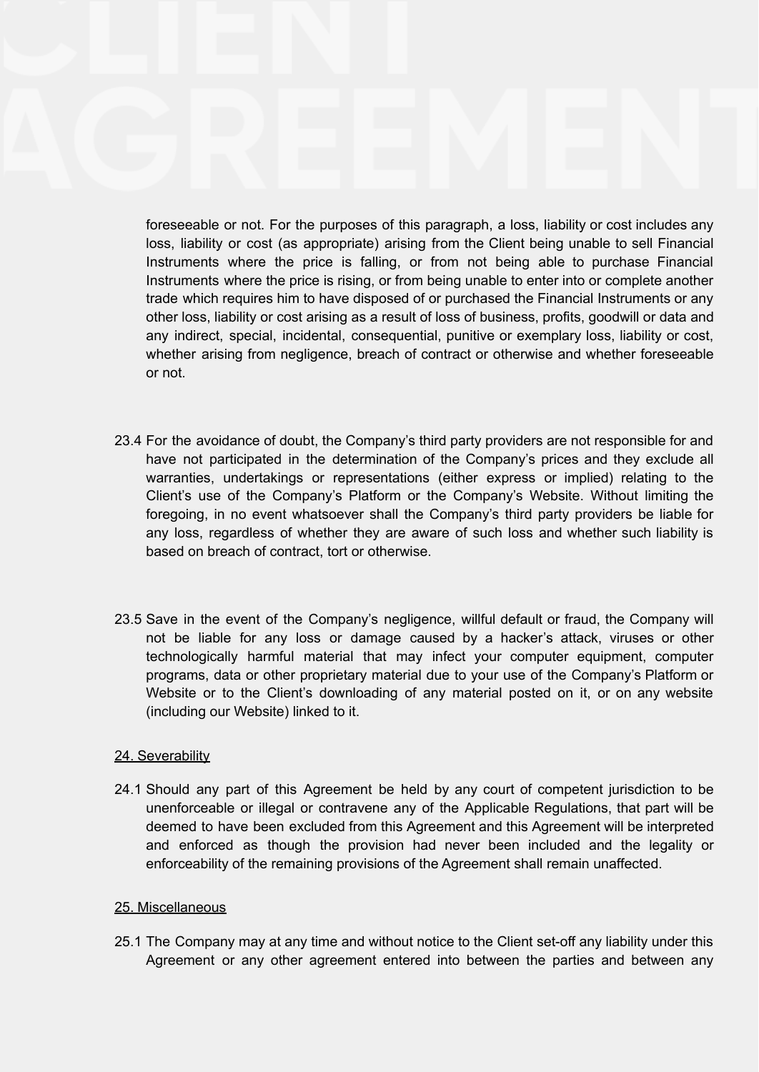foreseeable or not. For the purposes of this paragraph, a loss, liability or cost includes any loss, liability or cost (as appropriate) arising from the Client being unable to sell Financial Instruments where the price is falling, or from not being able to purchase Financial Instruments where the price is rising, or from being unable to enter into or complete another trade which requires him to have disposed of or purchased the Financial Instruments or any other loss, liability or cost arising as a result of loss of business, profits, goodwill or data and any indirect, special, incidental, consequential, punitive or exemplary loss, liability or cost, whether arising from negligence, breach of contract or otherwise and whether foreseeable or not.

23.4 For the avoidance of doubt, the Company's third party providers are not responsible for and have not participated in the determination of the Company's prices and they exclude all warranties, undertakings or representations (either express or implied) relating to the Client's use of the Company's Platform or the Company's Website. Without limiting the foregoing, in no event whatsoever shall the Company's third party providers be liable for any loss, regardless of whether they are aware of such loss and whether such liability is based on breach of contract, tort or otherwise.

23.5 Save in the event of the Company's negligence, willful default or fraud, the Company will not be liable for any loss or damage caused by a hacker's attack, viruses or other technologically harmful material that may infect your computer equipment, computer programs, data or other proprietary material due to your use of the Company's Platform or Website or to the Client's downloading of any material posted on it, or on any website (including our Website) linked to it.

<u>24. Severability</u>

24.1 Should any part of this Agreement be held by any court of competent jurisdiction to be unenforceable or illegal or contravene any of the Applicable Regulations, that part will be deemed to have been excluded from this Agreement and this Agreement will be interpreted and enforced as though the provision had never been included and the legality or enforceability of the remaining provisions of the Agreement shall remain unaffected.

<u>25. Miscellaneous</u>

25.1 The Company may at any time and without notice to the Client set-off any liability under this Agreement or any other agreement entered into between the parties and between any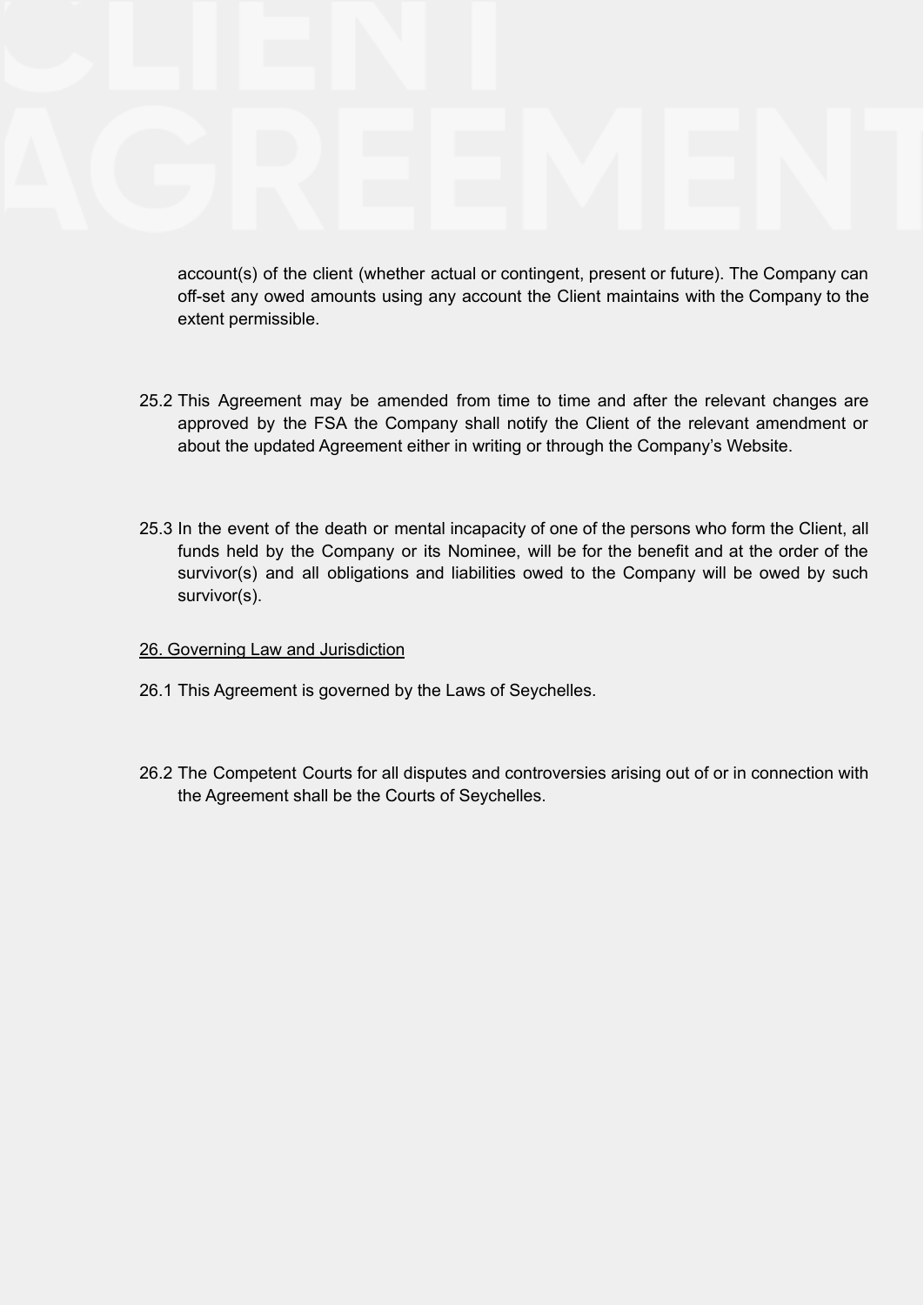account(s) of the client (whether actual or contingent, present or future). The Company can off-set any owed amounts using any account the Client maintains with the Company to the extent permissible.

25.2 This Agreement may be amended from time to time and after the relevant changes are approved by the FSA the Company shall notify the Client of the relevant amendment or about the updated Agreement either in writing or through the Company's Website.

25.3 In the event of the death or mental incapacity of one of the persons who form the Client, all funds held by the Company or its Nominee, will be for the benefit and at the order of the survivor(s) and all obligations and liabilities owed to the Company will be owed by such survivor(s).

## 26. Governing Law and Jurisdiction

26.1 This Agreement is governed by the Laws of Seychelles.

26.2 The Competent Courts for all disputes and controversies arising out of or in connection with the Agreement shall be the Courts of Seychelles.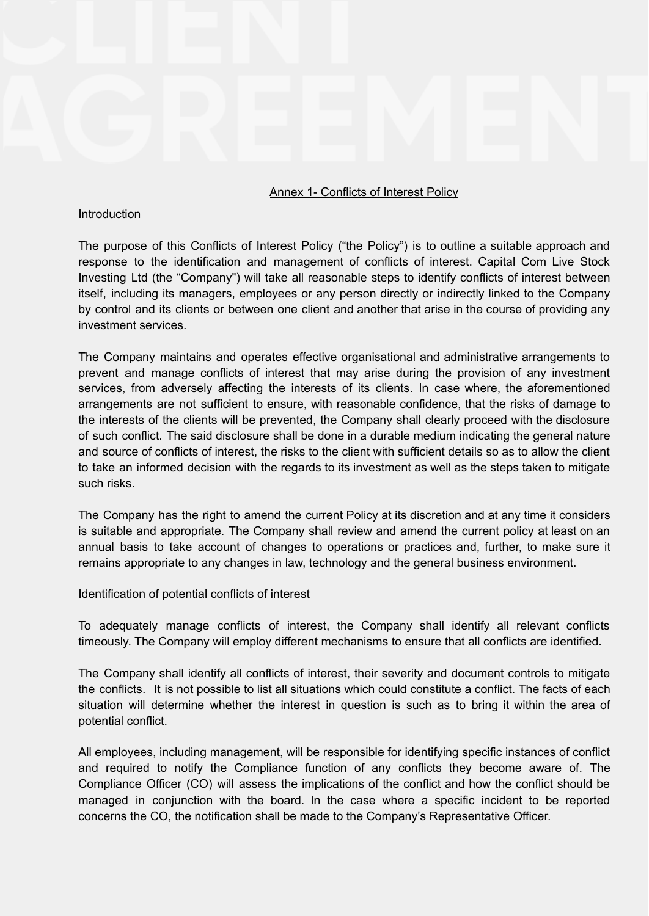## Annex 1- Conflicts of Interest Policy

### Introduction

The purpose of this Conflicts of Interest Policy ("the Policy") is to outline a suitable approach and response to the identification and management of conflicts of interest. Capital Com Live Stock Investing Ltd (the "Company") will take all reasonable steps to identify conflicts of interest between itself, including its managers, employees or any person directly or indirectly linked to the Company by control and its clients or between one client and another that arise in the course of providing any investment services.

The Company maintains and operates effective organisational and administrative arrangements to prevent and manage conflicts of interest that may arise during the provision of any investment services, from adversely affecting the interests of its clients. In case where, the aforementioned arrangements are not sufficient to ensure, with reasonable confidence, that the risks of damage to the interests of the clients will be prevented, the Company shall clearly proceed with the disclosure of such conflict. The said disclosure shall be done in a durable medium indicating the general nature and source of conflicts of interest, the risks to the client with sufficient details so as to allow the client to take an informed decision with the regards to its investment as well as the steps taken to mitigate such risks.

The Company has the right to amend the current Policy at its discretion and at any time it considers is suitable and appropriate. The Company shall review and amend the current policy at least on an annual basis to take account of changes to operations or practices and, further, to make sure it remains appropriate to any changes in law, technology and the general business environment.

### Identification of potential conflicts of interest

To adequately manage conflicts of interest, the Company shall identify all relevant conflicts timeously. The Company will employ different mechanisms to ensure that all conflicts are identified.

The Company shall identify all conflicts of interest, their severity and document controls to mitigate the conflicts. It is not possible to list all situations which could constitute a conflict. The facts of each situation will determine whether the interest in question is such as to bring it within the area of potential conflict.

All employees, including management, will be responsible for identifying specific instances of conflict and required to notify the Compliance function of any conflicts they become aware of. The Compliance Officer (CO) will assess the implications of the conflict and how the conflict should be managed in conjunction with the board. In the case where a specific incident to be reported concerns the CO, the notification shall be made to the Company's Representative Officer.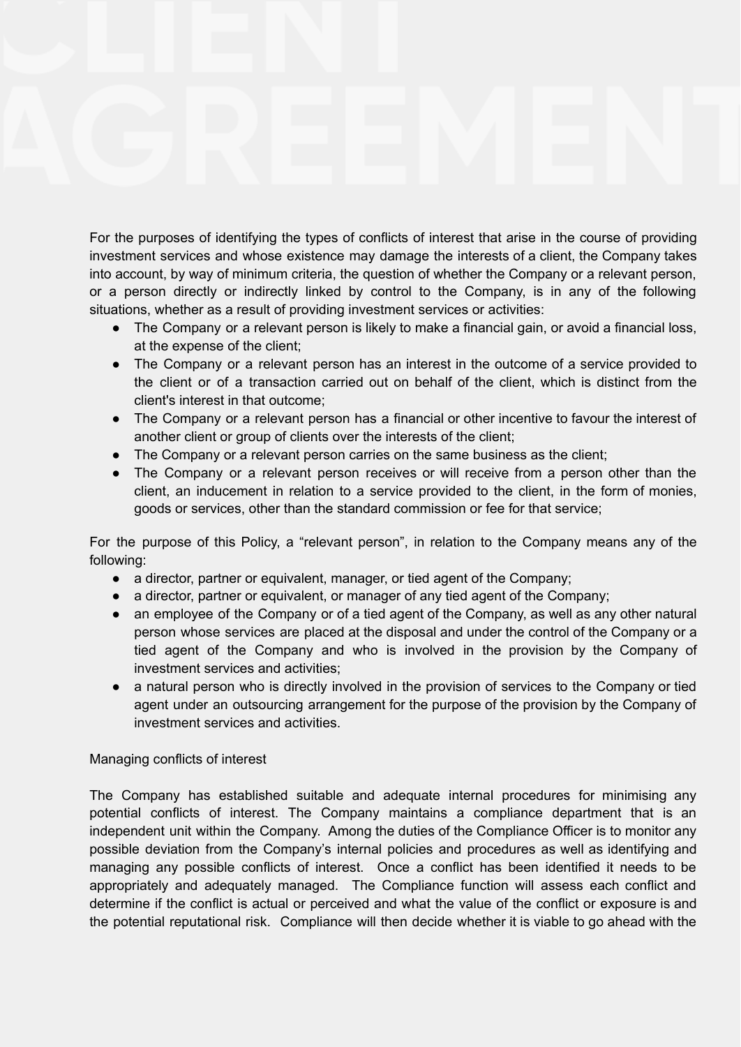For the purposes of identifying the types of conflicts of interest that arise in the course of providing investment services and whose existence may damage the interests of a client, the Company takes into account, by way of minimum criteria, the question of whether the Company or a relevant person, or a person directly or indirectly linked by control to the Company, is in any of the following situations, whether as a result of providing investment services or activities:

- The Company or a relevant person is likely to make a financial gain, or avoid a financial loss, at the expense of the client;
- The Company or a relevant person has an interest in the outcome of a service provided to the client or of a transaction carried out on behalf of the client, which is distinct from the client's interest in that outcome;
- The Company or a relevant person has a financial or other incentive to favour the interest of another client or group of clients over the interests of the client;
- The Company or a relevant person carries on the same business as the client;
- The Company or a relevant person receives or will receive from a person other than the client, an inducement in relation to a service provided to the client, in the form of monies, goods or services, other than the standard commission or fee for that service;

For the purpose of this Policy, a "relevant person", in relation to the Company means any of the following:

- a director, partner or equivalent, manager, or tied agent of the Company;
- a director, partner or equivalent, or manager of any tied agent of the Company;
- an employee of the Company or of a tied agent of the Company, as well as any other natural person whose services are placed at the disposal and under the control of the Company or a tied agent of the Company and who is involved in the provision by the Company of investment services and activities;
- a natural person who is directly involved in the provision of services to the Company or tied agent under an outsourcing arrangement for the purpose of the provision by the Company of investment services and activities.

Managing conflicts of interest

The Company has established suitable and adequate internal procedures for minimising any potential conflicts of interest. The Company maintains a compliance department that is an independent unit within the Company. Among the duties of the Compliance Officer is to monitor any possible deviation from the Company's internal policies and procedures as well as identifying and managing any possible conflicts of interest. Once a conflict has been identified it needs to be appropriately and adequately managed. The Compliance function will assess each conflict and determine if the conflict is actual or perceived and what the value of the conflict or exposure is and the potential reputational risk. Compliance will then decide whether it is viable to go ahead with the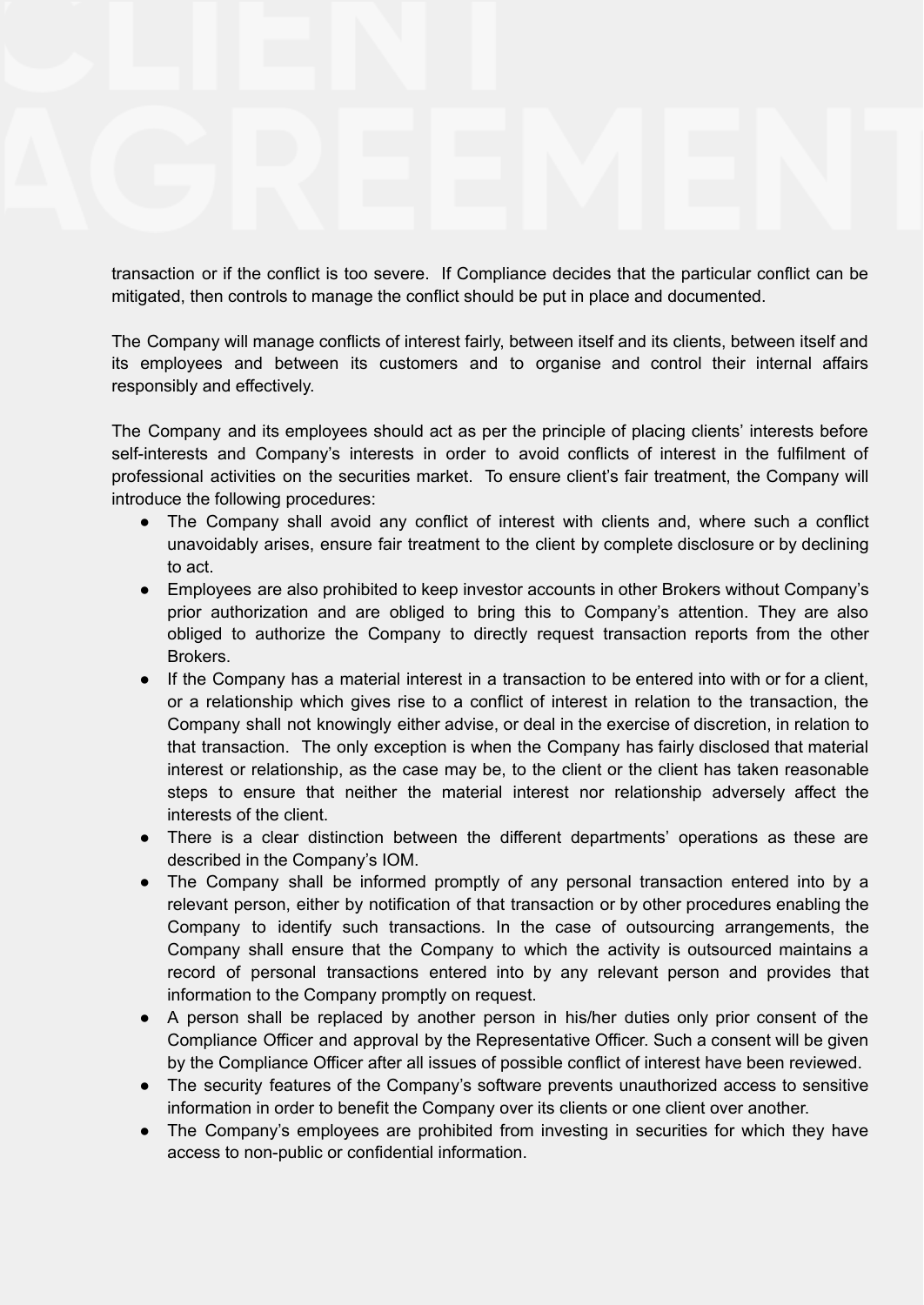transaction or if the conflict is too severe. If Compliance decides that the particular conflict can be mitigated, then controls to manage the conflict should be put in place and documented.

The Company will manage conflicts of interest fairly, between itself and its clients, between itself and its employees and between its customers and to organise and control their internal affairs responsibly and effectively.

The Company and its employees should act as per the principle of placing clients' interests before self-interests and Company's interests in order to avoid conflicts of interest in the fulfilment of professional activities on the securities market. To ensure client's fair treatment, the Company will introduce the following procedures:

- The Company shall avoid any conflict of interest with clients and, where such a conflict unavoidably arises, ensure fair treatment to the client by complete disclosure or by declining to act.
- Employees are also prohibited to keep investor accounts in other Brokers without Company's prior authorization and are obliged to bring this to Company's attention. They are also obliged to authorize the Company to directly request transaction reports from the other Brokers.
- If the Company has a material interest in a transaction to be entered into with or for a client, or a relationship which gives rise to a conflict of interest in relation to the transaction, the Company shall not knowingly either advise, or deal in the exercise of discretion, in relation to that transaction. The only exception is when the Company has fairly disclosed that material interest or relationship, as the case may be, to the client or the client has taken reasonable steps to ensure that neither the material interest nor relationship adversely affect the interests of the client.
- There is a clear distinction between the different departments' operations as these are described in the Company's IOM.
- The Company shall be informed promptly of any personal transaction entered into by a relevant person, either by notification of that transaction or by other procedures enabling the Company to identify such transactions. In the case of outsourcing arrangements, the Company shall ensure that the Company to which the activity is outsourced maintains a record of personal transactions entered into by any relevant person and provides that information to the Company promptly on request.
- A person shall be replaced by another person in his/her duties only prior consent of the Compliance Officer and approval by the Representative Officer. Such a consent will be given by the Compliance Officer after all issues of possible conflict of interest have been reviewed.
- The security features of the Company's software prevents unauthorized access to sensitive information in order to benefit the Company over its clients or one client over another.
- The Company's employees are prohibited from investing in securities for which they have access to non-public or confidential information.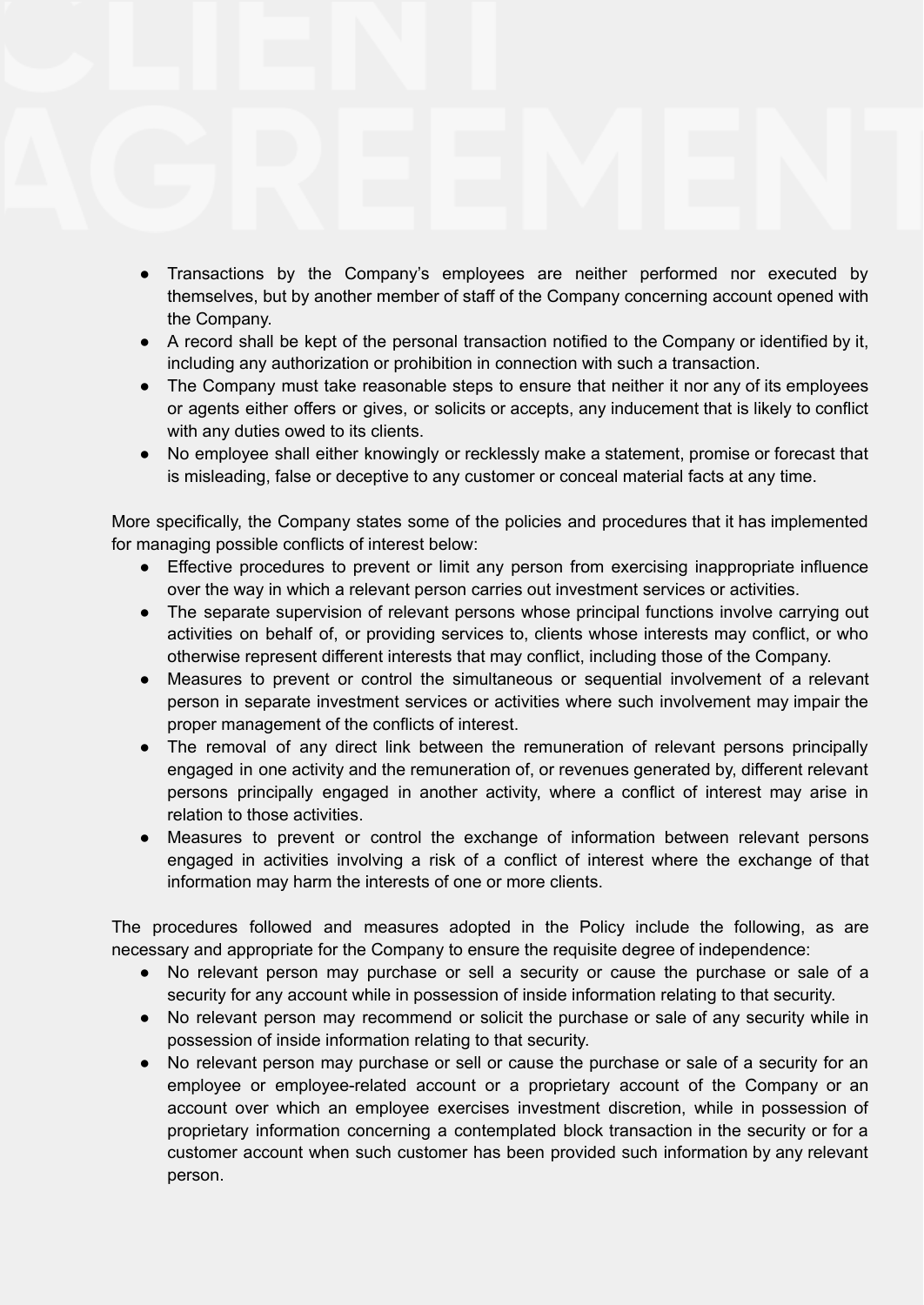- Transactions by the Company's employees are neither performed nor executed by themselves, but by another member of staff of the Company concerning account opened with the Company.
- A record shall be kept of the personal transaction notified to the Company or identified by it, including any authorization or prohibition in connection with such a transaction.
- The Company must take reasonable steps to ensure that neither it nor any of its employees or agents either offers or gives, or solicits or accepts, any inducement that is likely to conflict with any duties owed to its clients.
- No employee shall either knowingly or recklessly make a statement, promise or forecast that is misleading, false or deceptive to any customer or conceal material facts at any time.

More specifically, the Company states some of the policies and procedures that it has implemented for managing possible conflicts of interest below:

- Effective procedures to prevent or limit any person from exercising inappropriate influence over the way in which a relevant person carries out investment services or activities.
- The separate supervision of relevant persons whose principal functions involve carrying out activities on behalf of, or providing services to, clients whose interests may conflict, or who otherwise represent different interests that may conflict, including those of the Company.
- Measures to prevent or control the simultaneous or sequential involvement of a relevant person in separate investment services or activities where such involvement may impair the proper management of the conflicts of interest.
- The removal of any direct link between the remuneration of relevant persons principally engaged in one activity and the remuneration of, or revenues generated by, different relevant persons principally engaged in another activity, where a conflict of interest may arise in relation to those activities.
- Measures to prevent or control the exchange of information between relevant persons engaged in activities involving a risk of a conflict of interest where the exchange of that information may harm the interests of one or more clients.

The procedures followed and measures adopted in the Policy include the following, as are necessary and appropriate for the Company to ensure the requisite degree of independence:

- No relevant person may purchase or sell a security or cause the purchase or sale of a security for any account while in possession of inside information relating to that security.
- No relevant person may recommend or solicit the purchase or sale of any security while in possession of inside information relating to that security.
- No relevant person may purchase or sell or cause the purchase or sale of a security for an employee or employee-related account or a proprietary account of the Company or an account over which an employee exercises investment discretion, while in possession of proprietary information concerning a contemplated block transaction in the security or for a customer account when such customer has been provided such information by any relevant person.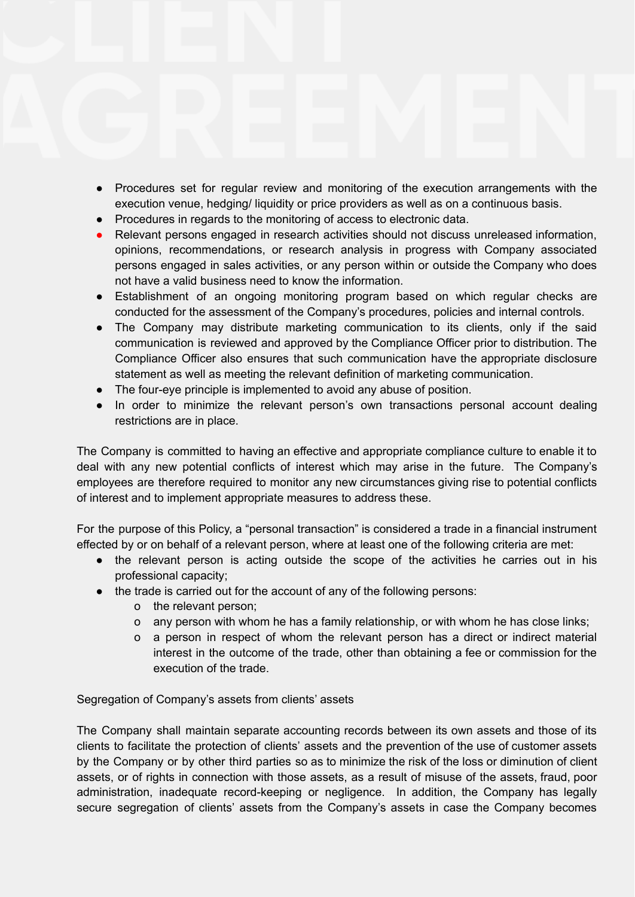- Procedures set for regular review and monitoring of the execution arrangements with the execution venue, hedging/ liquidity or price providers as well as on a continuous basis.
- Procedures in regards to the monitoring of access to electronic data.
- Relevant persons engaged in research activities should not discuss unreleased information, opinions, recommendations, or research analysis in progress with Company associated persons engaged in sales activities, or any person within or outside the Company who does not have a valid business need to know the information.
- Establishment of an ongoing monitoring program based on which regular checks are conducted for the assessment of the Company's procedures, policies and internal controls.
- The Company may distribute marketing communication to its clients, only if the said communication is reviewed and approved by the Compliance Officer prior to distribution. The Compliance Officer also ensures that such communication have the appropriate disclosure statement as well as meeting the relevant definition of marketing communication.
- The four-eye principle is implemented to avoid any abuse of position.
- In order to minimize the relevant person's own transactions personal account dealing restrictions are in place.

The Company is committed to having an effective and appropriate compliance culture to enable it to deal with any new potential conflicts of interest which may arise in the future. The Company's employees are therefore required to monitor any new circumstances giving rise to potential conflicts of interest and to implement appropriate measures to address these.

For the purpose of this Policy, a "personal transaction" is considered a trade in a financial instrument effected by or on behalf of a relevant person, where at least one of the following criteria are met:

- the relevant person is acting outside the scope of the activities he carries out in his professional capacity;
- the trade is carried out for the account of any of the following persons:
  - the relevant person;
  - any person with whom he has a family relationship, or with whom he has close links;
  - a person in respect of whom the relevant person has a direct or indirect material interest in the outcome of the trade, other than obtaining a fee or commission for the execution of the trade.

Segregation of Company's assets from clients' assets

The Company shall maintain separate accounting records between its own assets and those of its clients to facilitate the protection of clients' assets and the prevention of the use of customer assets by the Company or by other third parties so as to minimize the risk of the loss or diminution of client assets, or of rights in connection with those assets, as a result of misuse of the assets, fraud, poor administration, inadequate record-keeping or negligence. In addition, the Company has legally secure segregation of clients' assets from the Company's assets in case the Company becomes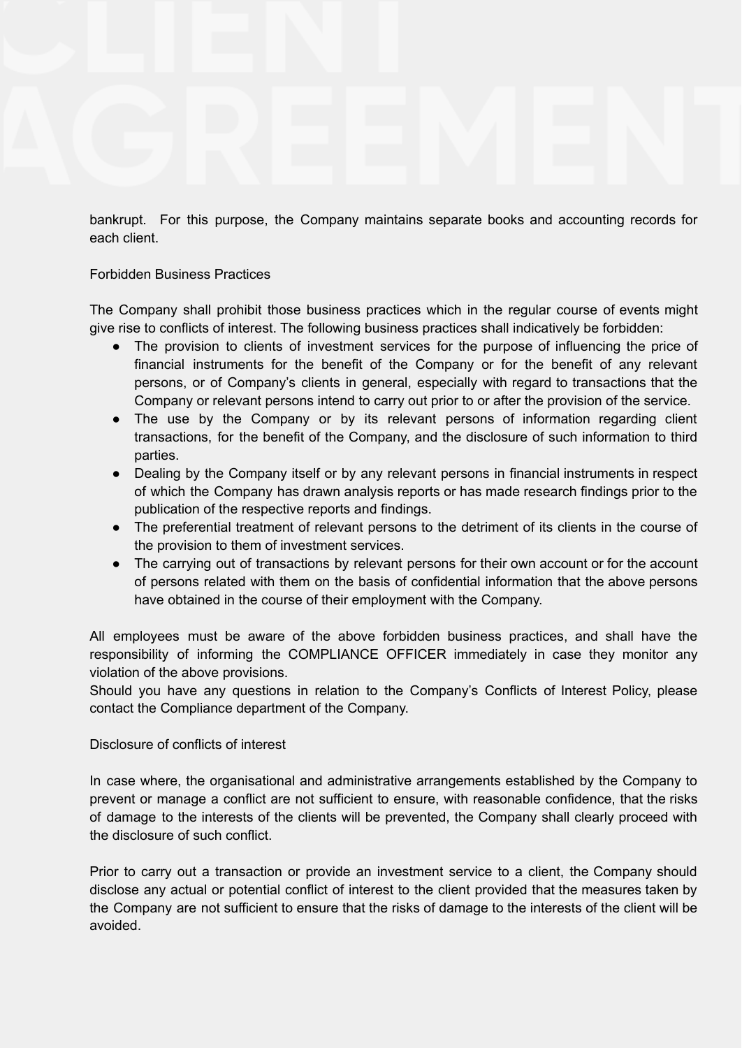bankrupt. For this purpose, the Company maintains separate books and accounting records for each client.

## Forbidden Business Practices

The Company shall prohibit those business practices which in the regular course of events might give rise to conflicts of interest. The following business practices shall indicatively be forbidden:

- The provision to clients of investment services for the purpose of influencing the price of financial instruments for the benefit of the Company or for the benefit of any relevant persons, or of Company's clients in general, especially with regard to transactions that the Company or relevant persons intend to carry out prior to or after the provision of the service.
- The use by the Company or by its relevant persons of information regarding client transactions, for the benefit of the Company, and the disclosure of such information to third parties.
- Dealing by the Company itself or by any relevant persons in financial instruments in respect of which the Company has drawn analysis reports or has made research findings prior to the publication of the respective reports and findings.
- The preferential treatment of relevant persons to the detriment of its clients in the course of the provision to them of investment services.
- The carrying out of transactions by relevant persons for their own account or for the account of persons related with them on the basis of confidential information that the above persons have obtained in the course of their employment with the Company.

All employees must be aware of the above forbidden business practices, and shall have the responsibility of informing the COMPLIANCE OFFICER immediately in case they monitor any violation of the above provisions.
Should you have any questions in relation to the Company's Conflicts of Interest Policy, please contact the Compliance department of the Company.

## Disclosure of conflicts of interest

In case where, the organisational and administrative arrangements established by the Company to prevent or manage a conflict are not sufficient to ensure, with reasonable confidence, that the risks of damage to the interests of the clients will be prevented, the Company shall clearly proceed with the disclosure of such conflict.

Prior to carry out a transaction or provide an investment service to a client, the Company should disclose any actual or potential conflict of interest to the client provided that the measures taken by the Company are not sufficient to ensure that the risks of damage to the interests of the client will be avoided.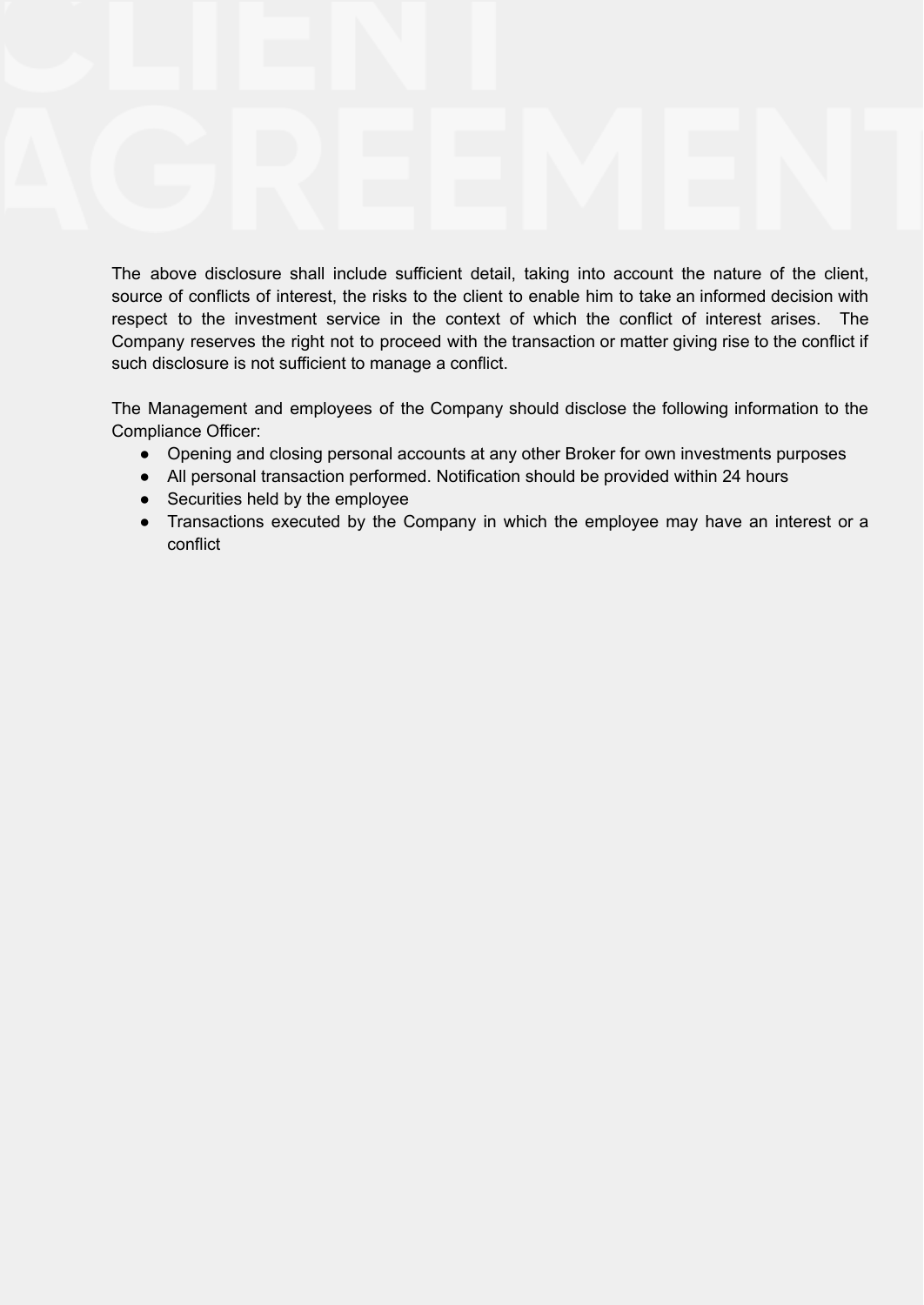The above disclosure shall include sufficient detail, taking into account the nature of the client, source of conflicts of interest, the risks to the client to enable him to take an informed decision with respect to the investment service in the context of which the conflict of interest arises. The Company reserves the right not to proceed with the transaction or matter giving rise to the conflict if such disclosure is not sufficient to manage a conflict.

The Management and employees of the Company should disclose the following information to the Compliance Officer:

- Opening and closing personal accounts at any other Broker for own investments purposes
- All personal transaction performed. Notification should be provided within 24 hours
- Securities held by the employee
- Transactions executed by the Company in which the employee may have an interest or a conflict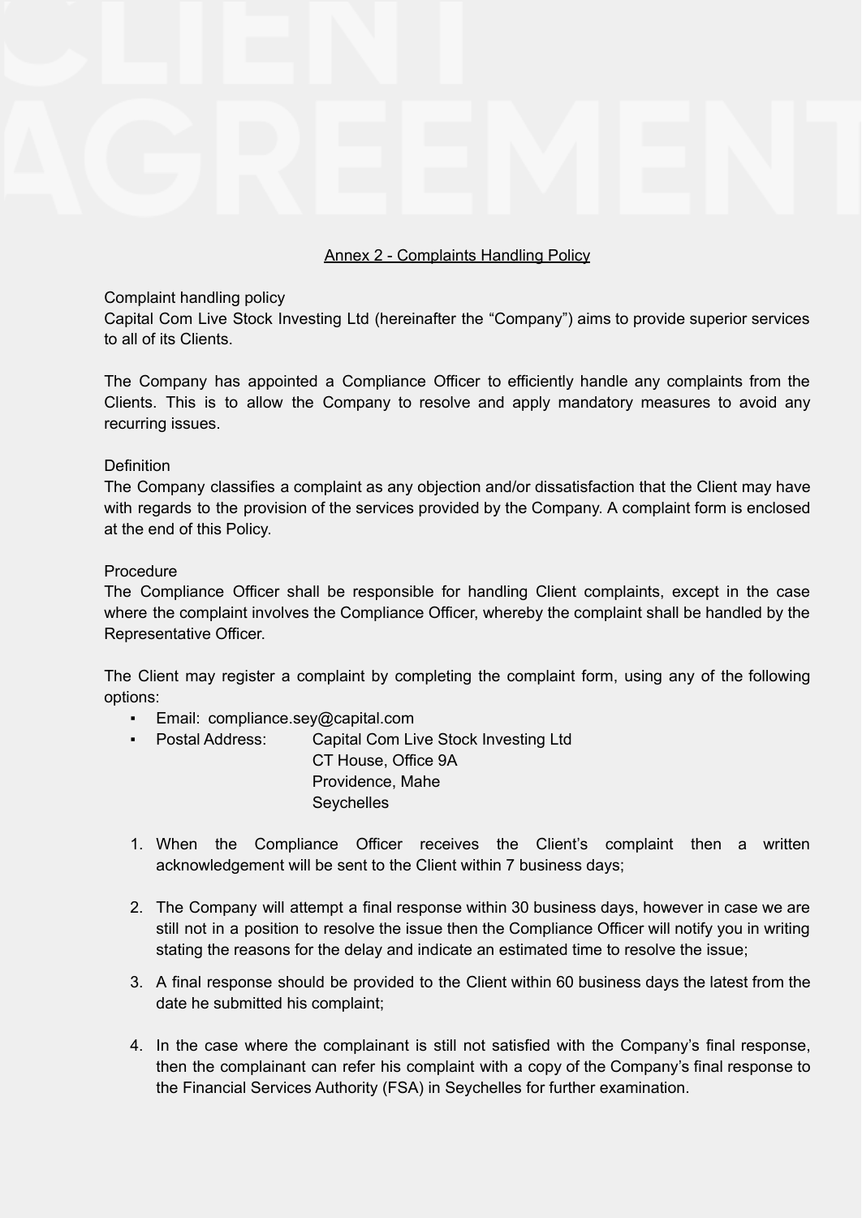## Annex 2 - Complaints Handling Policy

Complaint handling policy

Capital Com Live Stock Investing Ltd (hereinafter the “Company”) aims to provide superior services to all of its Clients.

The Company has appointed a Compliance Officer to efficiently handle any complaints from the Clients. This is to allow the Company to resolve and apply mandatory measures to avoid any recurring issues.

Definition

The Company classifies a complaint as any objection and/or dissatisfaction that the Client may have with regards to the provision of the services provided by the Company. A complaint form is enclosed at the end of this Policy.

Procedure

The Compliance Officer shall be responsible for handling Client complaints, except in the case where the complaint involves the Compliance Officer, whereby the complaint shall be handled by the Representative Officer.

The Client may register a complaint by completing the complaint form, using any of the following options:

- Email: compliance.sey@capital.com
- Postal Address: Capital Com Live Stock Investing Ltd
  CT House, Office 9A
  Providence, Mahe
  Seychelles

1. When the Compliance Officer receives the Client’s complaint then a written acknowledgement will be sent to the Client within 7 business days;

2. The Company will attempt a final response within 30 business days, however in case we are still not in a position to resolve the issue then the Compliance Officer will notify you in writing stating the reasons for the delay and indicate an estimated time to resolve the issue;

3. A final response should be provided to the Client within 60 business days the latest from the date he submitted his complaint;

4. In the case where the complainant is still not satisfied with the Company’s final response, then the complainant can refer his complaint with a copy of the Company’s final response to the Financial Services Authority (FSA) in Seychelles for further examination.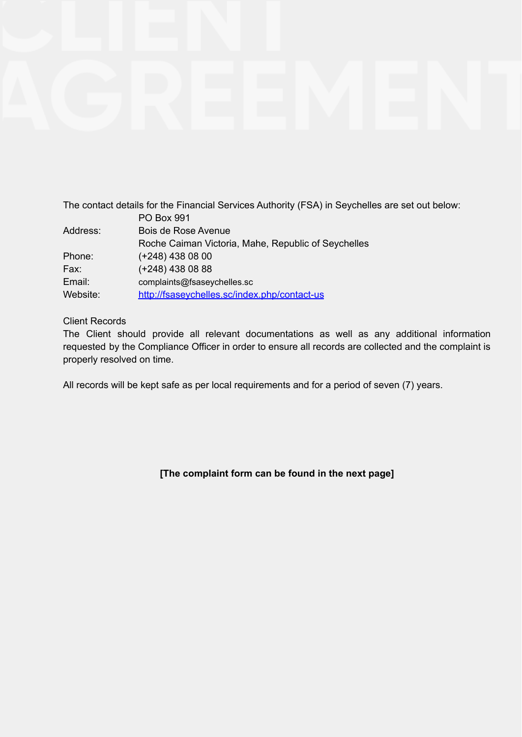The contact details for the Financial Services Authority (FSA) in Seychelles are set out below:

| | |
|---|---|
| Address: | PO Box 991<br>Bois de Rose Avenue<br>Roche Caiman Victoria, Mahe, Republic of Seychelles |
| Phone: | (+248) 438 08 00 |
| Fax: | (+248) 438 08 88 |
| Email: | complaints@fsaseychelles.sc |
| Website: | [http://fsaseychelles.sc/index.php/contact-us](http://fsaseychelles.sc/index.php/contact-us) |

Client Records

The Client should provide all relevant documentations as well as any additional information requested by the Compliance Officer in order to ensure all records are collected and the complaint is properly resolved on time.

All records will be kept safe as per local requirements and for a period of seven (7) years.

**[The complaint form can be found in the next page]**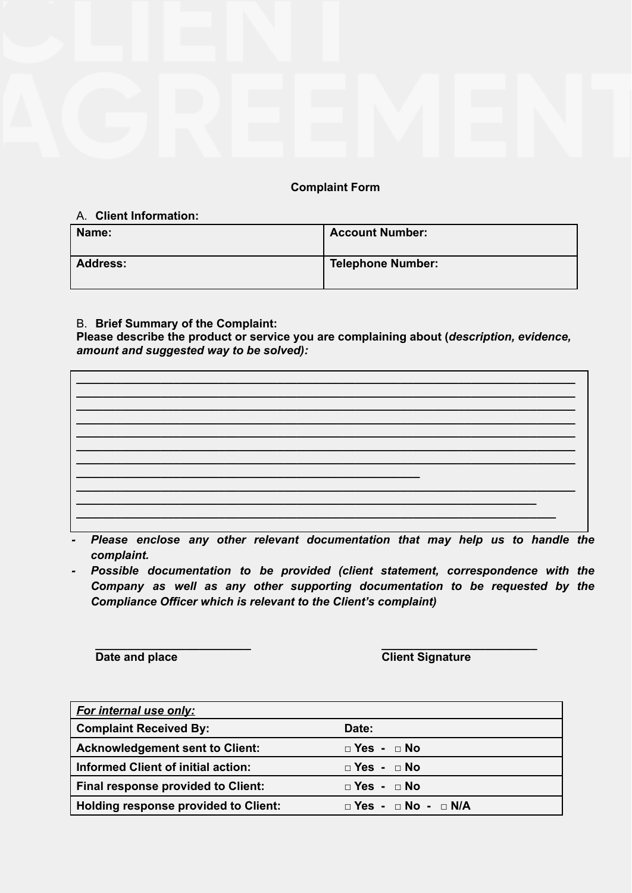# Complaint Form

A. **Client Information:**

| **Name:** | **Account Number:** |
|---|---|
| **Address:** | **Telephone Number:** |

B. **Brief Summary of the Complaint:**

**Please describe the product or service you are complaining about (*description, evidence, amount and suggested way to be solved):***

____________________________________________________________________________
____________________________________________________________________________
____________________________________________________________________________
____________________________________________________________________________
____________________________________________________________________________
____________________________________________________________________________
____________________________________________________________________________
______________________________________________________
____________________________________________________________________________
________________________________________________________________________
___________________________________________________________________________

- ***Please enclose any other relevant documentation that may help us to handle the complaint.***
- ***Possible documentation to be provided (client statement, correspondence with the Company as well as any other supporting documentation to be requested by the Compliance Officer which is relevant to the Client's complaint)***

________________________ &nbsp;&nbsp;&nbsp;&nbsp;&nbsp;&nbsp;&nbsp;&nbsp;&nbsp;&nbsp;&nbsp;&nbsp; ________________________

**Date and place** &nbsp;&nbsp;&nbsp;&nbsp;&nbsp;&nbsp;&nbsp;&nbsp;&nbsp;&nbsp;&nbsp;&nbsp;&nbsp;&nbsp;&nbsp;&nbsp;&nbsp;&nbsp;&nbsp;&nbsp;&nbsp;&nbsp;&nbsp;&nbsp;&nbsp;&nbsp;&nbsp;&nbsp; **Client Signature**

| ***For internal use only:*** | |
|---|---|
| **Complaint Received By:** | **Date:** |
| **Acknowledgement sent to Client:** | **□ Yes - □ No** |
| **Informed Client of initial action:** | **□ Yes - □ No** |
| **Final response provided to Client:** | **□ Yes - □ No** |
| **Holding response provided to Client:** | **□ Yes - □ No - □ N/A** |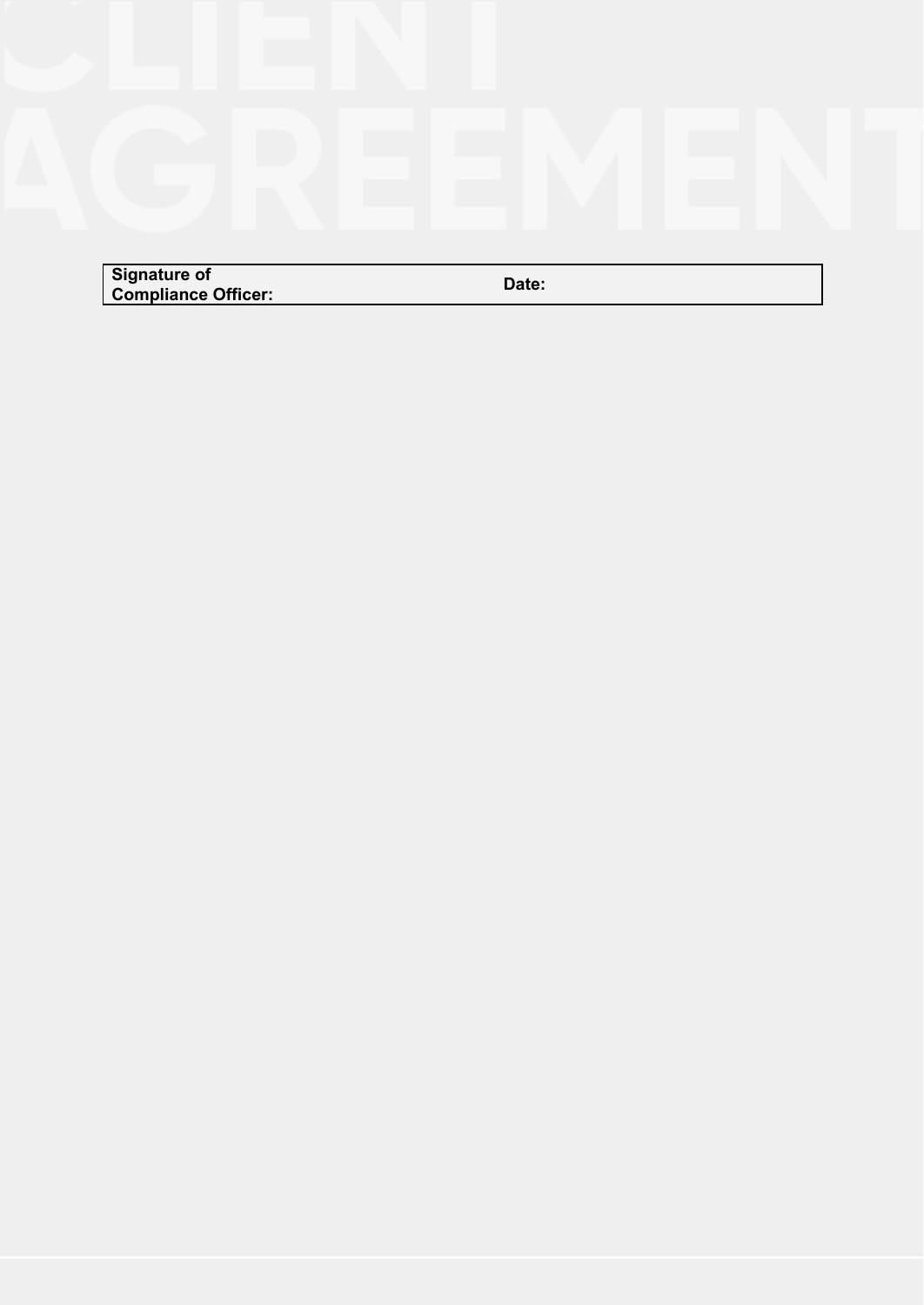| | |
|---|---|
| **Signature of Compliance Officer:** | **Date:** |